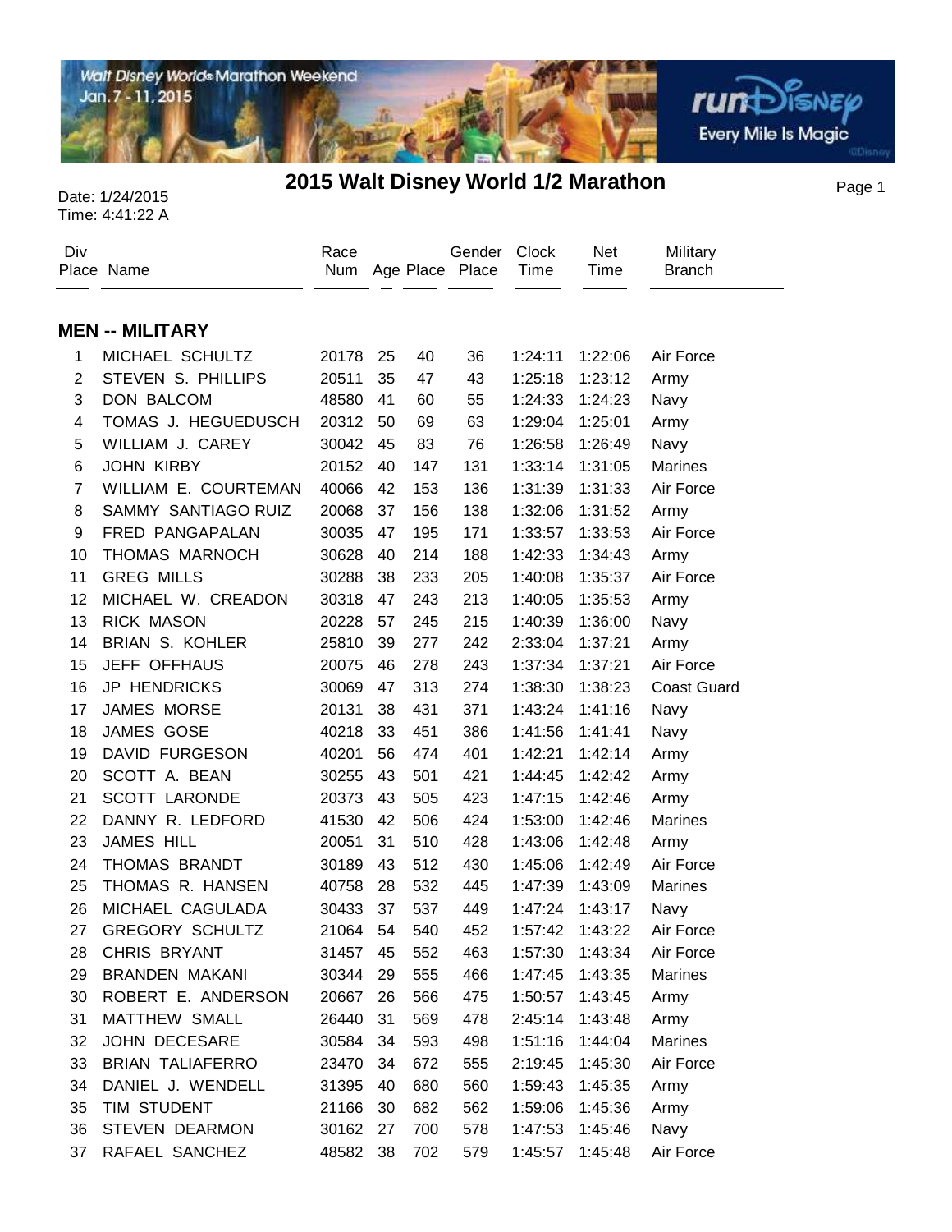# 2015 Walt Disney World 1/2 Marathon

Date: 1/24/2015
Time: 4:41:22 A

## MEN -- MILITARY

| Div Place | Name | Race Num | Age | Place | Gender Place | Clock Time | Net Time | Military Branch |
|---|---|---|---|---|---|---|---|---|
| 1 | MICHAEL SCHULTZ | 20178 | 25 | 40 | 36 | 1:24:11 | 1:22:06 | Air Force |
| 2 | STEVEN S. PHILLIPS | 20511 | 35 | 47 | 43 | 1:25:18 | 1:23:12 | Army |
| 3 | DON BALCOM | 48580 | 41 | 60 | 55 | 1:24:33 | 1:24:23 | Navy |
| 4 | TOMAS J. HEGUEDUSCH | 20312 | 50 | 69 | 63 | 1:29:04 | 1:25:01 | Army |
| 5 | WILLIAM J. CAREY | 30042 | 45 | 83 | 76 | 1:26:58 | 1:26:49 | Navy |
| 6 | JOHN KIRBY | 20152 | 40 | 147 | 131 | 1:33:14 | 1:31:05 | Marines |
| 7 | WILLIAM E. COURTEMAN | 40066 | 42 | 153 | 136 | 1:31:39 | 1:31:33 | Air Force |
| 8 | SAMMY SANTIAGO RUIZ | 20068 | 37 | 156 | 138 | 1:32:06 | 1:31:52 | Army |
| 9 | FRED PANGAPALAN | 30035 | 47 | 195 | 171 | 1:33:57 | 1:33:53 | Air Force |
| 10 | THOMAS MARNOCH | 30628 | 40 | 214 | 188 | 1:42:33 | 1:34:43 | Army |
| 11 | GREG MILLS | 30288 | 38 | 233 | 205 | 1:40:08 | 1:35:37 | Air Force |
| 12 | MICHAEL W. CREADON | 30318 | 47 | 243 | 213 | 1:40:05 | 1:35:53 | Army |
| 13 | RICK MASON | 20228 | 57 | 245 | 215 | 1:40:39 | 1:36:00 | Navy |
| 14 | BRIAN S. KOHLER | 25810 | 39 | 277 | 242 | 2:33:04 | 1:37:21 | Army |
| 15 | JEFF OFFHAUS | 20075 | 46 | 278 | 243 | 1:37:34 | 1:37:21 | Air Force |
| 16 | JP HENDRICKS | 30069 | 47 | 313 | 274 | 1:38:30 | 1:38:23 | Coast Guard |
| 17 | JAMES MORSE | 20131 | 38 | 431 | 371 | 1:43:24 | 1:41:16 | Navy |
| 18 | JAMES GOSE | 40218 | 33 | 451 | 386 | 1:41:56 | 1:41:41 | Navy |
| 19 | DAVID FURGESON | 40201 | 56 | 474 | 401 | 1:42:21 | 1:42:14 | Army |
| 20 | SCOTT A. BEAN | 30255 | 43 | 501 | 421 | 1:44:45 | 1:42:42 | Army |
| 21 | SCOTT LARONDE | 20373 | 43 | 505 | 423 | 1:47:15 | 1:42:46 | Army |
| 22 | DANNY R. LEDFORD | 41530 | 42 | 506 | 424 | 1:53:00 | 1:42:46 | Marines |
| 23 | JAMES HILL | 20051 | 31 | 510 | 428 | 1:43:06 | 1:42:48 | Army |
| 24 | THOMAS BRANDT | 30189 | 43 | 512 | 430 | 1:45:06 | 1:42:49 | Air Force |
| 25 | THOMAS R. HANSEN | 40758 | 28 | 532 | 445 | 1:47:39 | 1:43:09 | Marines |
| 26 | MICHAEL CAGULADA | 30433 | 37 | 537 | 449 | 1:47:24 | 1:43:17 | Navy |
| 27 | GREGORY SCHULTZ | 21064 | 54 | 540 | 452 | 1:57:42 | 1:43:22 | Air Force |
| 28 | CHRIS BRYANT | 31457 | 45 | 552 | 463 | 1:57:30 | 1:43:34 | Air Force |
| 29 | BRANDEN MAKANI | 30344 | 29 | 555 | 466 | 1:47:45 | 1:43:35 | Marines |
| 30 | ROBERT E. ANDERSON | 20667 | 26 | 566 | 475 | 1:50:57 | 1:43:45 | Army |
| 31 | MATTHEW SMALL | 26440 | 31 | 569 | 478 | 2:45:14 | 1:43:48 | Army |
| 32 | JOHN DECESARE | 30584 | 34 | 593 | 498 | 1:51:16 | 1:44:04 | Marines |
| 33 | BRIAN TALIAFERRO | 23470 | 34 | 672 | 555 | 2:19:45 | 1:45:30 | Air Force |
| 34 | DANIEL J. WENDELL | 31395 | 40 | 680 | 560 | 1:59:43 | 1:45:35 | Army |
| 35 | TIM STUDENT | 21166 | 30 | 682 | 562 | 1:59:06 | 1:45:36 | Army |
| 36 | STEVEN DEARMON | 30162 | 27 | 700 | 578 | 1:47:53 | 1:45:46 | Navy |
| 37 | RAFAEL SANCHEZ | 48582 | 38 | 702 | 579 | 1:45:57 | 1:45:48 | Air Force |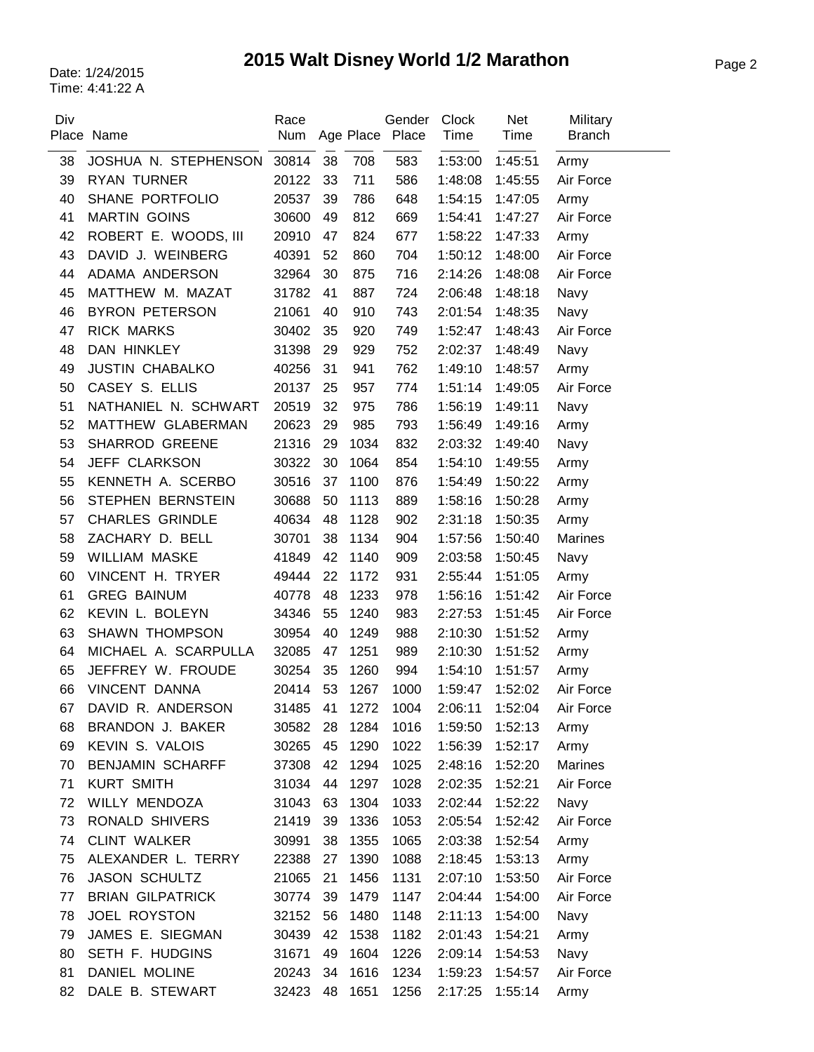# 2015 Walt Disney World 1/2 Marathon

Date: 1/24/2015
Time: 4:41:22 A

| Div Place | Name | Race Num | Age | Place | Gender Place | Clock Time | Net Time | Military Branch |
|---|---|---|---|---|---|---|---|---|
| 38 | JOSHUA N. STEPHENSON | 30814 | 38 | 708 | 583 | 1:53:00 | 1:45:51 | Army |
| 39 | RYAN TURNER | 20122 | 33 | 711 | 586 | 1:48:08 | 1:45:55 | Air Force |
| 40 | SHANE PORTFOLIO | 20537 | 39 | 786 | 648 | 1:54:15 | 1:47:05 | Army |
| 41 | MARTIN GOINS | 30600 | 49 | 812 | 669 | 1:54:41 | 1:47:27 | Air Force |
| 42 | ROBERT E. WOODS, III | 20910 | 47 | 824 | 677 | 1:58:22 | 1:47:33 | Army |
| 43 | DAVID J. WEINBERG | 40391 | 52 | 860 | 704 | 1:50:12 | 1:48:00 | Air Force |
| 44 | ADAMA ANDERSON | 32964 | 30 | 875 | 716 | 2:14:26 | 1:48:08 | Air Force |
| 45 | MATTHEW M. MAZAT | 31782 | 41 | 887 | 724 | 2:06:48 | 1:48:18 | Navy |
| 46 | BYRON PETERSON | 21061 | 40 | 910 | 743 | 2:01:54 | 1:48:35 | Navy |
| 47 | RICK MARKS | 30402 | 35 | 920 | 749 | 1:52:47 | 1:48:43 | Air Force |
| 48 | DAN HINKLEY | 31398 | 29 | 929 | 752 | 2:02:37 | 1:48:49 | Navy |
| 49 | JUSTIN CHABALKO | 40256 | 31 | 941 | 762 | 1:49:10 | 1:48:57 | Army |
| 50 | CASEY S. ELLIS | 20137 | 25 | 957 | 774 | 1:51:14 | 1:49:05 | Air Force |
| 51 | NATHANIEL N. SCHWART | 20519 | 32 | 975 | 786 | 1:56:19 | 1:49:11 | Navy |
| 52 | MATTHEW GLABERMAN | 20623 | 29 | 985 | 793 | 1:56:49 | 1:49:16 | Army |
| 53 | SHARROD GREENE | 21316 | 29 | 1034 | 832 | 2:03:32 | 1:49:40 | Navy |
| 54 | JEFF CLARKSON | 30322 | 30 | 1064 | 854 | 1:54:10 | 1:49:55 | Army |
| 55 | KENNETH A. SCERBO | 30516 | 37 | 1100 | 876 | 1:54:49 | 1:50:22 | Army |
| 56 | STEPHEN BERNSTEIN | 30688 | 50 | 1113 | 889 | 1:58:16 | 1:50:28 | Army |
| 57 | CHARLES GRINDLE | 40634 | 48 | 1128 | 902 | 2:31:18 | 1:50:35 | Army |
| 58 | ZACHARY D. BELL | 30701 | 38 | 1134 | 904 | 1:57:56 | 1:50:40 | Marines |
| 59 | WILLIAM MASKE | 41849 | 42 | 1140 | 909 | 2:03:58 | 1:50:45 | Navy |
| 60 | VINCENT H. TRYER | 49444 | 22 | 1172 | 931 | 2:55:44 | 1:51:05 | Army |
| 61 | GREG BAINUM | 40778 | 48 | 1233 | 978 | 1:56:16 | 1:51:42 | Air Force |
| 62 | KEVIN L. BOLEYN | 34346 | 55 | 1240 | 983 | 2:27:53 | 1:51:45 | Air Force |
| 63 | SHAWN THOMPSON | 30954 | 40 | 1249 | 988 | 2:10:30 | 1:51:52 | Army |
| 64 | MICHAEL A. SCARPULLA | 32085 | 47 | 1251 | 989 | 2:10:30 | 1:51:52 | Army |
| 65 | JEFFREY W. FROUDE | 30254 | 35 | 1260 | 994 | 1:54:10 | 1:51:57 | Army |
| 66 | VINCENT DANNA | 20414 | 53 | 1267 | 1000 | 1:59:47 | 1:52:02 | Air Force |
| 67 | DAVID R. ANDERSON | 31485 | 41 | 1272 | 1004 | 2:06:11 | 1:52:04 | Air Force |
| 68 | BRANDON J. BAKER | 30582 | 28 | 1284 | 1016 | 1:59:50 | 1:52:13 | Army |
| 69 | KEVIN S. VALOIS | 30265 | 45 | 1290 | 1022 | 1:56:39 | 1:52:17 | Army |
| 70 | BENJAMIN SCHARFF | 37308 | 42 | 1294 | 1025 | 2:48:16 | 1:52:20 | Marines |
| 71 | KURT SMITH | 31034 | 44 | 1297 | 1028 | 2:02:35 | 1:52:21 | Air Force |
| 72 | WILLY MENDOZA | 31043 | 63 | 1304 | 1033 | 2:02:44 | 1:52:22 | Navy |
| 73 | RONALD SHIVERS | 21419 | 39 | 1336 | 1053 | 2:05:54 | 1:52:42 | Air Force |
| 74 | CLINT WALKER | 30991 | 38 | 1355 | 1065 | 2:03:38 | 1:52:54 | Army |
| 75 | ALEXANDER L. TERRY | 22388 | 27 | 1390 | 1088 | 2:18:45 | 1:53:13 | Army |
| 76 | JASON SCHULTZ | 21065 | 21 | 1456 | 1131 | 2:07:10 | 1:53:50 | Air Force |
| 77 | BRIAN GILPATRICK | 30774 | 39 | 1479 | 1147 | 2:04:44 | 1:54:00 | Air Force |
| 78 | JOEL ROYSTON | 32152 | 56 | 1480 | 1148 | 2:11:13 | 1:54:00 | Navy |
| 79 | JAMES E. SIEGMAN | 30439 | 42 | 1538 | 1182 | 2:01:43 | 1:54:21 | Army |
| 80 | SETH F. HUDGINS | 31671 | 49 | 1604 | 1226 | 2:09:14 | 1:54:53 | Navy |
| 81 | DANIEL MOLINE | 20243 | 34 | 1616 | 1234 | 1:59:23 | 1:54:57 | Air Force |
| 82 | DALE B. STEWART | 32423 | 48 | 1651 | 1256 | 2:17:25 | 1:55:14 | Army |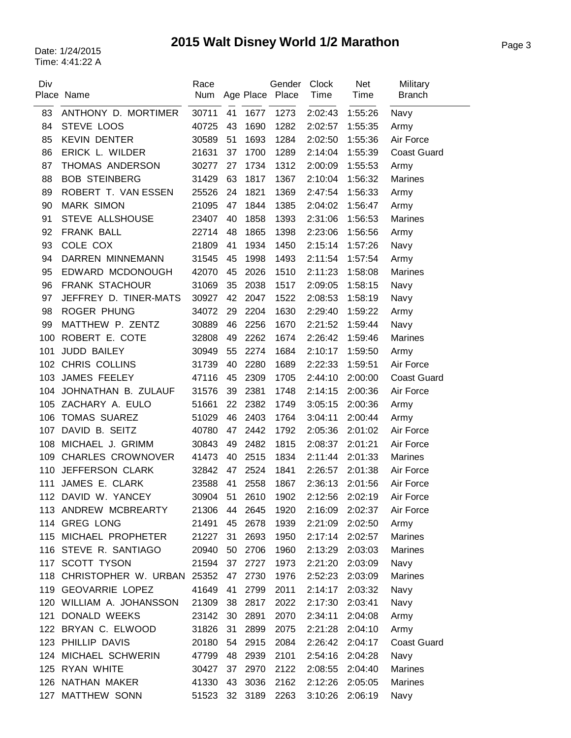# 2015 Walt Disney World 1/2 Marathon

Date: 1/24/2015
Time: 4:41:22 A

| Div Place | Name | Race Num | Age | Place | Gender Place | Clock Time | Net Time | Military Branch |
|---|---|---|---|---|---|---|---|---|
| 83 | ANTHONY D. MORTIMER | 30711 | 41 | 1677 | 1273 | 2:02:43 | 1:55:26 | Navy |
| 84 | STEVE LOOS | 40725 | 43 | 1690 | 1282 | 2:02:57 | 1:55:35 | Army |
| 85 | KEVIN DENTER | 30589 | 51 | 1693 | 1284 | 2:02:50 | 1:55:36 | Air Force |
| 86 | ERICK L. WILDER | 21631 | 37 | 1700 | 1289 | 2:14:04 | 1:55:39 | Coast Guard |
| 87 | THOMAS ANDERSON | 30277 | 27 | 1734 | 1312 | 2:00:09 | 1:55:53 | Army |
| 88 | BOB STEINBERG | 31429 | 63 | 1817 | 1367 | 2:10:04 | 1:56:32 | Marines |
| 89 | ROBERT T. VAN ESSEN | 25526 | 24 | 1821 | 1369 | 2:47:54 | 1:56:33 | Army |
| 90 | MARK SIMON | 21095 | 47 | 1844 | 1385 | 2:04:02 | 1:56:47 | Army |
| 91 | STEVE ALLSHOUSE | 23407 | 40 | 1858 | 1393 | 2:31:06 | 1:56:53 | Marines |
| 92 | FRANK BALL | 22714 | 48 | 1865 | 1398 | 2:23:06 | 1:56:56 | Army |
| 93 | COLE COX | 21809 | 41 | 1934 | 1450 | 2:15:14 | 1:57:26 | Navy |
| 94 | DARREN MINNEMANN | 31545 | 45 | 1998 | 1493 | 2:11:54 | 1:57:54 | Army |
| 95 | EDWARD MCDONOUGH | 42070 | 45 | 2026 | 1510 | 2:11:23 | 1:58:08 | Marines |
| 96 | FRANK STACHOUR | 31069 | 35 | 2038 | 1517 | 2:09:05 | 1:58:15 | Navy |
| 97 | JEFFREY D. TINER-MATS | 30927 | 42 | 2047 | 1522 | 2:08:53 | 1:58:19 | Navy |
| 98 | ROGER PHUNG | 34072 | 29 | 2204 | 1630 | 2:29:40 | 1:59:22 | Army |
| 99 | MATTHEW P. ZENTZ | 30889 | 46 | 2256 | 1670 | 2:21:52 | 1:59:44 | Navy |
| 100 | ROBERT E. COTE | 32808 | 49 | 2262 | 1674 | 2:26:42 | 1:59:46 | Marines |
| 101 | JUDD BAILEY | 30949 | 55 | 2274 | 1684 | 2:10:17 | 1:59:50 | Army |
| 102 | CHRIS COLLINS | 31739 | 40 | 2280 | 1689 | 2:22:33 | 1:59:51 | Air Force |
| 103 | JAMES FEELEY | 47116 | 45 | 2309 | 1705 | 2:44:10 | 2:00:00 | Coast Guard |
| 104 | JOHNATHAN B. ZULAUF | 31576 | 39 | 2381 | 1748 | 2:14:15 | 2:00:36 | Air Force |
| 105 | ZACHARY A. EULO | 51661 | 22 | 2382 | 1749 | 3:05:15 | 2:00:36 | Army |
| 106 | TOMAS SUAREZ | 51029 | 46 | 2403 | 1764 | 3:04:11 | 2:00:44 | Army |
| 107 | DAVID B. SEITZ | 40780 | 47 | 2442 | 1792 | 2:05:36 | 2:01:02 | Air Force |
| 108 | MICHAEL J. GRIMM | 30843 | 49 | 2482 | 1815 | 2:08:37 | 2:01:21 | Air Force |
| 109 | CHARLES CROWNOVER | 41473 | 40 | 2515 | 1834 | 2:11:44 | 2:01:33 | Marines |
| 110 | JEFFERSON CLARK | 32842 | 47 | 2524 | 1841 | 2:26:57 | 2:01:38 | Air Force |
| 111 | JAMES E. CLARK | 23588 | 41 | 2558 | 1867 | 2:36:13 | 2:01:56 | Air Force |
| 112 | DAVID W. YANCEY | 30904 | 51 | 2610 | 1902 | 2:12:56 | 2:02:19 | Air Force |
| 113 | ANDREW MCBREARTY | 21306 | 44 | 2645 | 1920 | 2:16:09 | 2:02:37 | Air Force |
| 114 | GREG LONG | 21491 | 45 | 2678 | 1939 | 2:21:09 | 2:02:50 | Army |
| 115 | MICHAEL PROPHETER | 21227 | 31 | 2693 | 1950 | 2:17:14 | 2:02:57 | Marines |
| 116 | STEVE R. SANTIAGO | 20940 | 50 | 2706 | 1960 | 2:13:29 | 2:03:03 | Marines |
| 117 | SCOTT TYSON | 21594 | 37 | 2727 | 1973 | 2:21:20 | 2:03:09 | Navy |
| 118 | CHRISTOPHER W. URBAN | 25352 | 47 | 2730 | 1976 | 2:52:23 | 2:03:09 | Marines |
| 119 | GEOVARRIE LOPEZ | 41649 | 41 | 2799 | 2011 | 2:14:17 | 2:03:32 | Navy |
| 120 | WILLIAM A. JOHANSSON | 21309 | 38 | 2817 | 2022 | 2:17:30 | 2:03:41 | Navy |
| 121 | DONALD WEEKS | 23142 | 30 | 2891 | 2070 | 2:34:11 | 2:04:08 | Army |
| 122 | BRYAN C. ELWOOD | 31826 | 31 | 2899 | 2075 | 2:21:28 | 2:04:10 | Army |
| 123 | PHILLIP DAVIS | 20180 | 54 | 2915 | 2084 | 2:26:42 | 2:04:17 | Coast Guard |
| 124 | MICHAEL SCHWERIN | 47799 | 48 | 2939 | 2101 | 2:54:16 | 2:04:28 | Navy |
| 125 | RYAN WHITE | 30427 | 37 | 2970 | 2122 | 2:08:55 | 2:04:40 | Marines |
| 126 | NATHAN MAKER | 41330 | 43 | 3036 | 2162 | 2:12:26 | 2:05:05 | Marines |
| 127 | MATTHEW SONN | 51523 | 32 | 3189 | 2263 | 3:10:26 | 2:06:19 | Navy |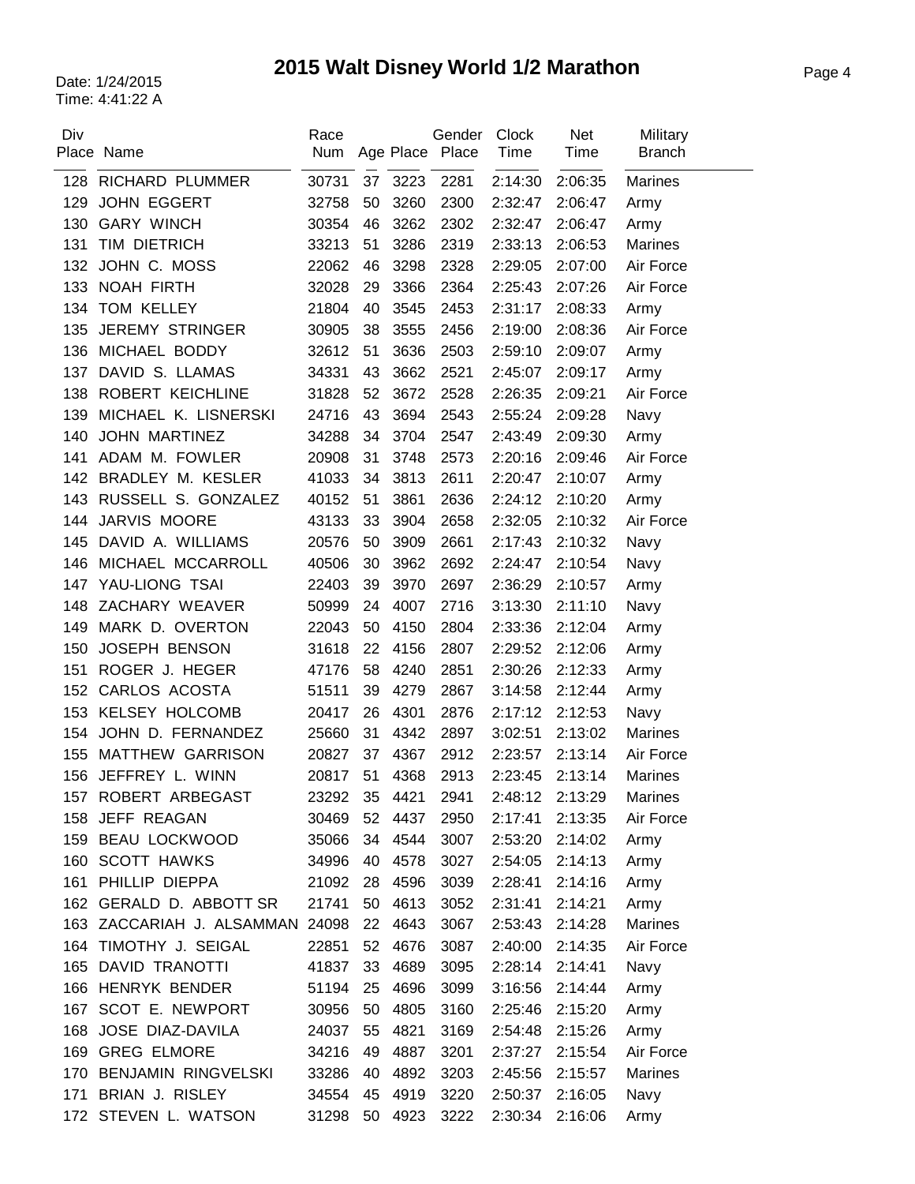# 2015 Walt Disney World 1/2 Marathon

Date: 1/24/2015
Time: 4:41:22 A

| Div Place | Name | Race Num | Age | Place | Gender Place | Clock Time | Net Time | Military Branch |
|---|---|---|---|---|---|---|---|---|
| 128 | RICHARD PLUMMER | 30731 | 37 | 3223 | 2281 | 2:14:30 | 2:06:35 | Marines |
| 129 | JOHN EGGERT | 32758 | 50 | 3260 | 2300 | 2:32:47 | 2:06:47 | Army |
| 130 | GARY WINCH | 30354 | 46 | 3262 | 2302 | 2:32:47 | 2:06:47 | Army |
| 131 | TIM DIETRICH | 33213 | 51 | 3286 | 2319 | 2:33:13 | 2:06:53 | Marines |
| 132 | JOHN C. MOSS | 22062 | 46 | 3298 | 2328 | 2:29:05 | 2:07:00 | Air Force |
| 133 | NOAH FIRTH | 32028 | 29 | 3366 | 2364 | 2:25:43 | 2:07:26 | Air Force |
| 134 | TOM KELLEY | 21804 | 40 | 3545 | 2453 | 2:31:17 | 2:08:33 | Army |
| 135 | JEREMY STRINGER | 30905 | 38 | 3555 | 2456 | 2:19:00 | 2:08:36 | Air Force |
| 136 | MICHAEL BODDY | 32612 | 51 | 3636 | 2503 | 2:59:10 | 2:09:07 | Army |
| 137 | DAVID S. LLAMAS | 34331 | 43 | 3662 | 2521 | 2:45:07 | 2:09:17 | Army |
| 138 | ROBERT KEICHLINE | 31828 | 52 | 3672 | 2528 | 2:26:35 | 2:09:21 | Air Force |
| 139 | MICHAEL K. LISNERSKI | 24716 | 43 | 3694 | 2543 | 2:55:24 | 2:09:28 | Navy |
| 140 | JOHN MARTINEZ | 34288 | 34 | 3704 | 2547 | 2:43:49 | 2:09:30 | Army |
| 141 | ADAM M. FOWLER | 20908 | 31 | 3748 | 2573 | 2:20:16 | 2:09:46 | Air Force |
| 142 | BRADLEY M. KESLER | 41033 | 34 | 3813 | 2611 | 2:20:47 | 2:10:07 | Army |
| 143 | RUSSELL S. GONZALEZ | 40152 | 51 | 3861 | 2636 | 2:24:12 | 2:10:20 | Army |
| 144 | JARVIS MOORE | 43133 | 33 | 3904 | 2658 | 2:32:05 | 2:10:32 | Air Force |
| 145 | DAVID A. WILLIAMS | 20576 | 50 | 3909 | 2661 | 2:17:43 | 2:10:32 | Navy |
| 146 | MICHAEL MCCARROLL | 40506 | 30 | 3962 | 2692 | 2:24:47 | 2:10:54 | Navy |
| 147 | YAU-LIONG TSAI | 22403 | 39 | 3970 | 2697 | 2:36:29 | 2:10:57 | Army |
| 148 | ZACHARY WEAVER | 50999 | 24 | 4007 | 2716 | 3:13:30 | 2:11:10 | Navy |
| 149 | MARK D. OVERTON | 22043 | 50 | 4150 | 2804 | 2:33:36 | 2:12:04 | Army |
| 150 | JOSEPH BENSON | 31618 | 22 | 4156 | 2807 | 2:29:52 | 2:12:06 | Army |
| 151 | ROGER J. HEGER | 47176 | 58 | 4240 | 2851 | 2:30:26 | 2:12:33 | Army |
| 152 | CARLOS ACOSTA | 51511 | 39 | 4279 | 2867 | 3:14:58 | 2:12:44 | Army |
| 153 | KELSEY HOLCOMB | 20417 | 26 | 4301 | 2876 | 2:17:12 | 2:12:53 | Navy |
| 154 | JOHN D. FERNANDEZ | 25660 | 31 | 4342 | 2897 | 3:02:51 | 2:13:02 | Marines |
| 155 | MATTHEW GARRISON | 20827 | 37 | 4367 | 2912 | 2:23:57 | 2:13:14 | Air Force |
| 156 | JEFFREY L. WINN | 20817 | 51 | 4368 | 2913 | 2:23:45 | 2:13:14 | Marines |
| 157 | ROBERT ARBEGAST | 23292 | 35 | 4421 | 2941 | 2:48:12 | 2:13:29 | Marines |
| 158 | JEFF REAGAN | 30469 | 52 | 4437 | 2950 | 2:17:41 | 2:13:35 | Air Force |
| 159 | BEAU LOCKWOOD | 35066 | 34 | 4544 | 3007 | 2:53:20 | 2:14:02 | Army |
| 160 | SCOTT HAWKS | 34996 | 40 | 4578 | 3027 | 2:54:05 | 2:14:13 | Army |
| 161 | PHILLIP DIEPPA | 21092 | 28 | 4596 | 3039 | 2:28:41 | 2:14:16 | Army |
| 162 | GERALD D. ABBOTT SR | 21741 | 50 | 4613 | 3052 | 2:31:41 | 2:14:21 | Army |
| 163 | ZACCARIAH J. ALSAMMAN | 24098 | 22 | 4643 | 3067 | 2:53:43 | 2:14:28 | Marines |
| 164 | TIMOTHY J. SEIGAL | 22851 | 52 | 4676 | 3087 | 2:40:00 | 2:14:35 | Air Force |
| 165 | DAVID TRANOTTI | 41837 | 33 | 4689 | 3095 | 2:28:14 | 2:14:41 | Navy |
| 166 | HENRYK BENDER | 51194 | 25 | 4696 | 3099 | 3:16:56 | 2:14:44 | Army |
| 167 | SCOT E. NEWPORT | 30956 | 50 | 4805 | 3160 | 2:25:46 | 2:15:20 | Army |
| 168 | JOSE DIAZ-DAVILA | 24037 | 55 | 4821 | 3169 | 2:54:48 | 2:15:26 | Army |
| 169 | GREG ELMORE | 34216 | 49 | 4887 | 3201 | 2:37:27 | 2:15:54 | Air Force |
| 170 | BENJAMIN RINGVELSKI | 33286 | 40 | 4892 | 3203 | 2:45:56 | 2:15:57 | Marines |
| 171 | BRIAN J. RISLEY | 34554 | 45 | 4919 | 3220 | 2:50:37 | 2:16:05 | Navy |
| 172 | STEVEN L. WATSON | 31298 | 50 | 4923 | 3222 | 2:30:34 | 2:16:06 | Army |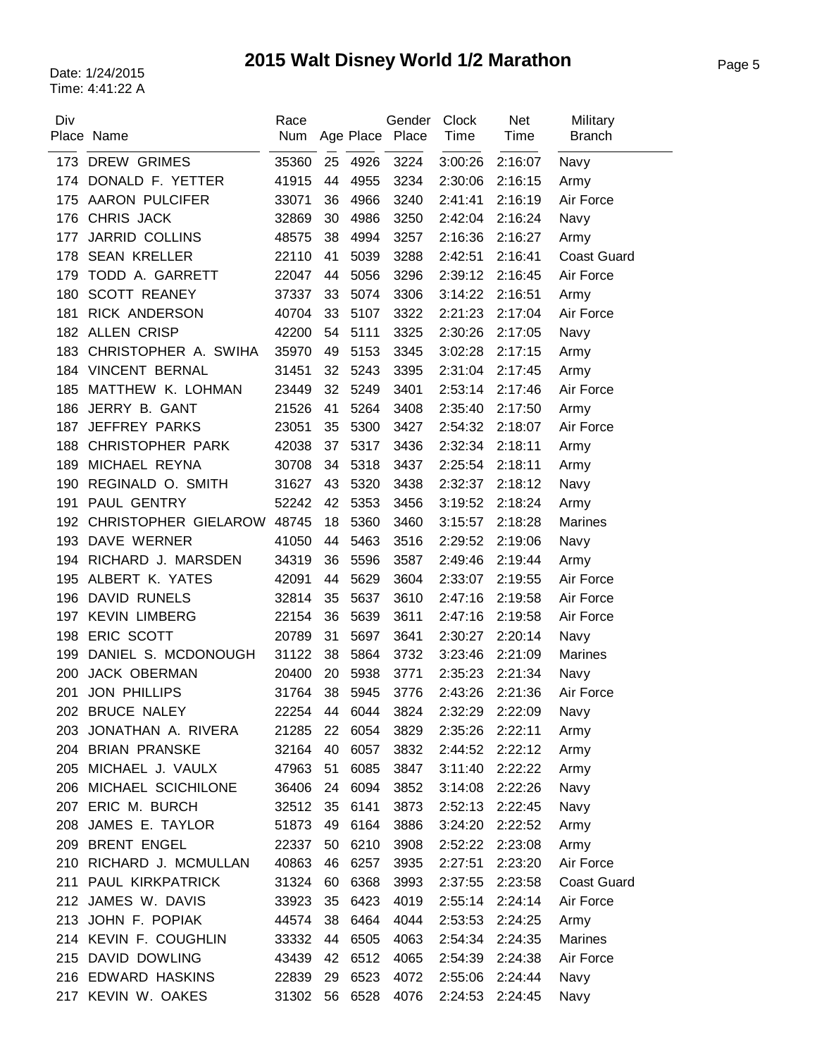# 2015 Walt Disney World 1/2 Marathon

Date: 1/24/2015
Time: 4:41:22 A

| Div Place | Name | Race Num | Age | Place | Gender Place | Clock Time | Net Time | Military Branch |
|---|---|---|---|---|---|---|---|---|
| 173 | DREW GRIMES | 35360 | 25 | 4926 | 3224 | 3:00:26 | 2:16:07 | Navy |
| 174 | DONALD F. YETTER | 41915 | 44 | 4955 | 3234 | 2:30:06 | 2:16:15 | Army |
| 175 | AARON PULCIFER | 33071 | 36 | 4966 | 3240 | 2:41:41 | 2:16:19 | Air Force |
| 176 | CHRIS JACK | 32869 | 30 | 4986 | 3250 | 2:42:04 | 2:16:24 | Navy |
| 177 | JARRID COLLINS | 48575 | 38 | 4994 | 3257 | 2:16:36 | 2:16:27 | Army |
| 178 | SEAN KRELLER | 22110 | 41 | 5039 | 3288 | 2:42:51 | 2:16:41 | Coast Guard |
| 179 | TODD A. GARRETT | 22047 | 44 | 5056 | 3296 | 2:39:12 | 2:16:45 | Air Force |
| 180 | SCOTT REANEY | 37337 | 33 | 5074 | 3306 | 3:14:22 | 2:16:51 | Army |
| 181 | RICK ANDERSON | 40704 | 33 | 5107 | 3322 | 2:21:23 | 2:17:04 | Air Force |
| 182 | ALLEN CRISP | 42200 | 54 | 5111 | 3325 | 2:30:26 | 2:17:05 | Navy |
| 183 | CHRISTOPHER A. SWIHA | 35970 | 49 | 5153 | 3345 | 3:02:28 | 2:17:15 | Army |
| 184 | VINCENT BERNAL | 31451 | 32 | 5243 | 3395 | 2:31:04 | 2:17:45 | Army |
| 185 | MATTHEW K. LOHMAN | 23449 | 32 | 5249 | 3401 | 2:53:14 | 2:17:46 | Air Force |
| 186 | JERRY B. GANT | 21526 | 41 | 5264 | 3408 | 2:35:40 | 2:17:50 | Army |
| 187 | JEFFREY PARKS | 23051 | 35 | 5300 | 3427 | 2:54:32 | 2:18:07 | Air Force |
| 188 | CHRISTOPHER PARK | 42038 | 37 | 5317 | 3436 | 2:32:34 | 2:18:11 | Army |
| 189 | MICHAEL REYNA | 30708 | 34 | 5318 | 3437 | 2:25:54 | 2:18:11 | Army |
| 190 | REGINALD O. SMITH | 31627 | 43 | 5320 | 3438 | 2:32:37 | 2:18:12 | Navy |
| 191 | PAUL GENTRY | 52242 | 42 | 5353 | 3456 | 3:19:52 | 2:18:24 | Army |
| 192 | CHRISTOPHER GIELAROW | 48745 | 18 | 5360 | 3460 | 3:15:57 | 2:18:28 | Marines |
| 193 | DAVE WERNER | 41050 | 44 | 5463 | 3516 | 2:29:52 | 2:19:06 | Navy |
| 194 | RICHARD J. MARSDEN | 34319 | 36 | 5596 | 3587 | 2:49:46 | 2:19:44 | Army |
| 195 | ALBERT K. YATES | 42091 | 44 | 5629 | 3604 | 2:33:07 | 2:19:55 | Air Force |
| 196 | DAVID RUNELS | 32814 | 35 | 5637 | 3610 | 2:47:16 | 2:19:58 | Air Force |
| 197 | KEVIN LIMBERG | 22154 | 36 | 5639 | 3611 | 2:47:16 | 2:19:58 | Air Force |
| 198 | ERIC SCOTT | 20789 | 31 | 5697 | 3641 | 2:30:27 | 2:20:14 | Navy |
| 199 | DANIEL S. MCDONOUGH | 31122 | 38 | 5864 | 3732 | 3:23:46 | 2:21:09 | Marines |
| 200 | JACK OBERMAN | 20400 | 20 | 5938 | 3771 | 2:35:23 | 2:21:34 | Navy |
| 201 | JON PHILLIPS | 31764 | 38 | 5945 | 3776 | 2:43:26 | 2:21:36 | Air Force |
| 202 | BRUCE NALEY | 22254 | 44 | 6044 | 3824 | 2:32:29 | 2:22:09 | Navy |
| 203 | JONATHAN A. RIVERA | 21285 | 22 | 6054 | 3829 | 2:35:26 | 2:22:11 | Army |
| 204 | BRIAN PRANSKE | 32164 | 40 | 6057 | 3832 | 2:44:52 | 2:22:12 | Army |
| 205 | MICHAEL J. VAULX | 47963 | 51 | 6085 | 3847 | 3:11:40 | 2:22:22 | Army |
| 206 | MICHAEL SCICHILONE | 36406 | 24 | 6094 | 3852 | 3:14:08 | 2:22:26 | Navy |
| 207 | ERIC M. BURCH | 32512 | 35 | 6141 | 3873 | 2:52:13 | 2:22:45 | Navy |
| 208 | JAMES E. TAYLOR | 51873 | 49 | 6164 | 3886 | 3:24:20 | 2:22:52 | Army |
| 209 | BRENT ENGEL | 22337 | 50 | 6210 | 3908 | 2:52:22 | 2:23:08 | Army |
| 210 | RICHARD J. MCMULLAN | 40863 | 46 | 6257 | 3935 | 2:27:51 | 2:23:20 | Air Force |
| 211 | PAUL KIRKPATRICK | 31324 | 60 | 6368 | 3993 | 2:37:55 | 2:23:58 | Coast Guard |
| 212 | JAMES W. DAVIS | 33923 | 35 | 6423 | 4019 | 2:55:14 | 2:24:14 | Air Force |
| 213 | JOHN F. POPIAK | 44574 | 38 | 6464 | 4044 | 2:53:53 | 2:24:25 | Army |
| 214 | KEVIN F. COUGHLIN | 33332 | 44 | 6505 | 4063 | 2:54:34 | 2:24:35 | Marines |
| 215 | DAVID DOWLING | 43439 | 42 | 6512 | 4065 | 2:54:39 | 2:24:38 | Air Force |
| 216 | EDWARD HASKINS | 22839 | 29 | 6523 | 4072 | 2:55:06 | 2:24:44 | Navy |
| 217 | KEVIN W. OAKES | 31302 | 56 | 6528 | 4076 | 2:24:53 | 2:24:45 | Navy |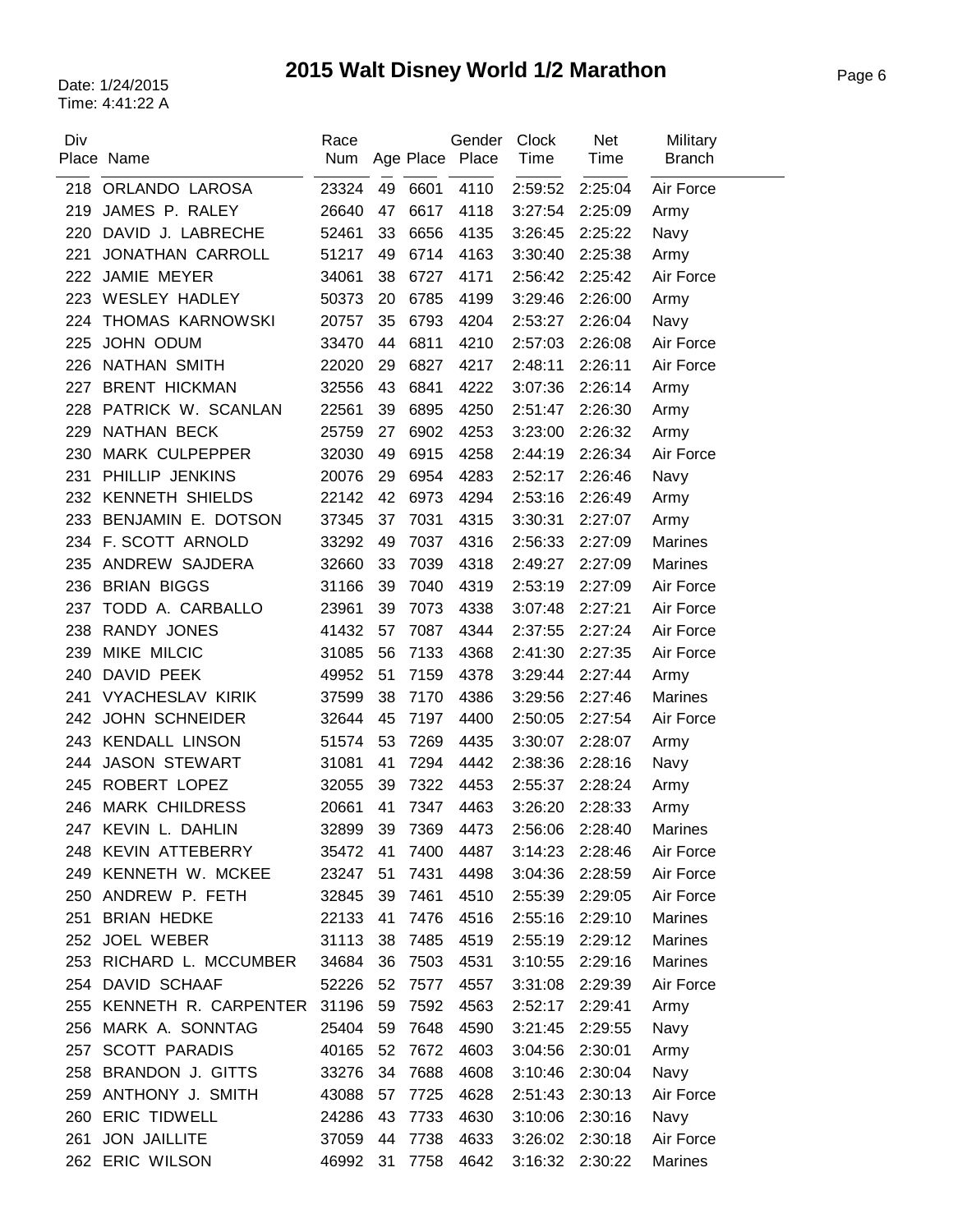# 2015 Walt Disney World 1/2 Marathon

Date: 1/24/2015
Time: 4:41:22 A

| Div Place | Name | Race Num | Age | Place | Gender Place | Clock Time | Net Time | Military Branch |
|---|---|---|---|---|---|---|---|---|
| 218 | ORLANDO LAROSA | 23324 | 49 | 6601 | 4110 | 2:59:52 | 2:25:04 | Air Force |
| 219 | JAMES P. RALEY | 26640 | 47 | 6617 | 4118 | 3:27:54 | 2:25:09 | Army |
| 220 | DAVID J. LABRECHE | 52461 | 33 | 6656 | 4135 | 3:26:45 | 2:25:22 | Navy |
| 221 | JONATHAN CARROLL | 51217 | 49 | 6714 | 4163 | 3:30:40 | 2:25:38 | Army |
| 222 | JAMIE MEYER | 34061 | 38 | 6727 | 4171 | 2:56:42 | 2:25:42 | Air Force |
| 223 | WESLEY HADLEY | 50373 | 20 | 6785 | 4199 | 3:29:46 | 2:26:00 | Army |
| 224 | THOMAS KARNOWSKI | 20757 | 35 | 6793 | 4204 | 2:53:27 | 2:26:04 | Navy |
| 225 | JOHN ODUM | 33470 | 44 | 6811 | 4210 | 2:57:03 | 2:26:08 | Air Force |
| 226 | NATHAN SMITH | 22020 | 29 | 6827 | 4217 | 2:48:11 | 2:26:11 | Air Force |
| 227 | BRENT HICKMAN | 32556 | 43 | 6841 | 4222 | 3:07:36 | 2:26:14 | Army |
| 228 | PATRICK W. SCANLAN | 22561 | 39 | 6895 | 4250 | 2:51:47 | 2:26:30 | Army |
| 229 | NATHAN BECK | 25759 | 27 | 6902 | 4253 | 3:23:00 | 2:26:32 | Army |
| 230 | MARK CULPEPPER | 32030 | 49 | 6915 | 4258 | 2:44:19 | 2:26:34 | Air Force |
| 231 | PHILLIP JENKINS | 20076 | 29 | 6954 | 4283 | 2:52:17 | 2:26:46 | Navy |
| 232 | KENNETH SHIELDS | 22142 | 42 | 6973 | 4294 | 2:53:16 | 2:26:49 | Army |
| 233 | BENJAMIN E. DOTSON | 37345 | 37 | 7031 | 4315 | 3:30:31 | 2:27:07 | Army |
| 234 | F. SCOTT ARNOLD | 33292 | 49 | 7037 | 4316 | 2:56:33 | 2:27:09 | Marines |
| 235 | ANDREW SAJDERA | 32660 | 33 | 7039 | 4318 | 2:49:27 | 2:27:09 | Marines |
| 236 | BRIAN BIGGS | 31166 | 39 | 7040 | 4319 | 2:53:19 | 2:27:09 | Air Force |
| 237 | TODD A. CARBALLO | 23961 | 39 | 7073 | 4338 | 3:07:48 | 2:27:21 | Air Force |
| 238 | RANDY JONES | 41432 | 57 | 7087 | 4344 | 2:37:55 | 2:27:24 | Air Force |
| 239 | MIKE MILCIC | 31085 | 56 | 7133 | 4368 | 2:41:30 | 2:27:35 | Air Force |
| 240 | DAVID PEEK | 49952 | 51 | 7159 | 4378 | 3:29:44 | 2:27:44 | Army |
| 241 | VYACHESLAV KIRIK | 37599 | 38 | 7170 | 4386 | 3:29:56 | 2:27:46 | Marines |
| 242 | JOHN SCHNEIDER | 32644 | 45 | 7197 | 4400 | 2:50:05 | 2:27:54 | Air Force |
| 243 | KENDALL LINSON | 51574 | 53 | 7269 | 4435 | 3:30:07 | 2:28:07 | Army |
| 244 | JASON STEWART | 31081 | 41 | 7294 | 4442 | 2:38:36 | 2:28:16 | Navy |
| 245 | ROBERT LOPEZ | 32055 | 39 | 7322 | 4453 | 2:55:37 | 2:28:24 | Army |
| 246 | MARK CHILDRESS | 20661 | 41 | 7347 | 4463 | 3:26:20 | 2:28:33 | Army |
| 247 | KEVIN L. DAHLIN | 32899 | 39 | 7369 | 4473 | 2:56:06 | 2:28:40 | Marines |
| 248 | KEVIN ATTEBERRY | 35472 | 41 | 7400 | 4487 | 3:14:23 | 2:28:46 | Air Force |
| 249 | KENNETH W. MCKEE | 23247 | 51 | 7431 | 4498 | 3:04:36 | 2:28:59 | Air Force |
| 250 | ANDREW P. FETH | 32845 | 39 | 7461 | 4510 | 2:55:39 | 2:29:05 | Air Force |
| 251 | BRIAN HEDKE | 22133 | 41 | 7476 | 4516 | 2:55:16 | 2:29:10 | Marines |
| 252 | JOEL WEBER | 31113 | 38 | 7485 | 4519 | 2:55:19 | 2:29:12 | Marines |
| 253 | RICHARD L. MCCUMBER | 34684 | 36 | 7503 | 4531 | 3:10:55 | 2:29:16 | Marines |
| 254 | DAVID SCHAAF | 52226 | 52 | 7577 | 4557 | 3:31:08 | 2:29:39 | Air Force |
| 255 | KENNETH R. CARPENTER | 31196 | 59 | 7592 | 4563 | 2:52:17 | 2:29:41 | Army |
| 256 | MARK A. SONNTAG | 25404 | 59 | 7648 | 4590 | 3:21:45 | 2:29:55 | Navy |
| 257 | SCOTT PARADIS | 40165 | 52 | 7672 | 4603 | 3:04:56 | 2:30:01 | Army |
| 258 | BRANDON J. GITTS | 33276 | 34 | 7688 | 4608 | 3:10:46 | 2:30:04 | Navy |
| 259 | ANTHONY J. SMITH | 43088 | 57 | 7725 | 4628 | 2:51:43 | 2:30:13 | Air Force |
| 260 | ERIC TIDWELL | 24286 | 43 | 7733 | 4630 | 3:10:06 | 2:30:16 | Navy |
| 261 | JON JAILLITE | 37059 | 44 | 7738 | 4633 | 3:26:02 | 2:30:18 | Air Force |
| 262 | ERIC WILSON | 46992 | 31 | 7758 | 4642 | 3:16:32 | 2:30:22 | Marines |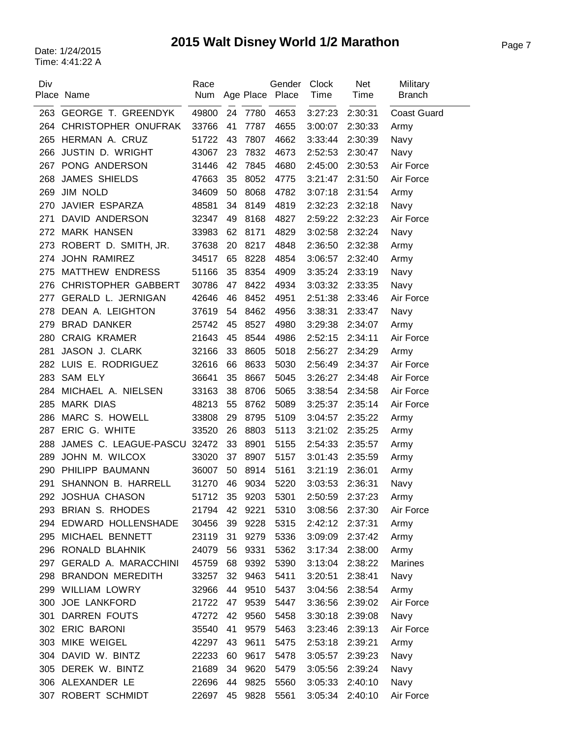# 2015 Walt Disney World 1/2 Marathon

Date: 1/24/2015
Time: 4:41:22 A

| Div Place | Name | Race Num | Age | Place | Gender Place | Clock Time | Net Time | Military Branch |
|---|---|---|---|---|---|---|---|---|
| 263 | GEORGE T. GREENDYK | 49800 | 24 | 7780 | 4653 | 3:27:23 | 2:30:31 | Coast Guard |
| 264 | CHRISTOPHER ONUFRAK | 33766 | 41 | 7787 | 4655 | 3:00:07 | 2:30:33 | Army |
| 265 | HERMAN A. CRUZ | 51722 | 43 | 7807 | 4662 | 3:33:44 | 2:30:39 | Navy |
| 266 | JUSTIN D. WRIGHT | 43067 | 23 | 7832 | 4673 | 2:52:53 | 2:30:47 | Navy |
| 267 | PONG ANDERSON | 31446 | 42 | 7845 | 4680 | 2:45:00 | 2:30:53 | Air Force |
| 268 | JAMES SHIELDS | 47663 | 35 | 8052 | 4775 | 3:21:47 | 2:31:50 | Air Force |
| 269 | JIM NOLD | 34609 | 50 | 8068 | 4782 | 3:07:18 | 2:31:54 | Army |
| 270 | JAVIER ESPARZA | 48581 | 34 | 8149 | 4819 | 2:32:23 | 2:32:18 | Navy |
| 271 | DAVID ANDERSON | 32347 | 49 | 8168 | 4827 | 2:59:22 | 2:32:23 | Air Force |
| 272 | MARK HANSEN | 33983 | 62 | 8171 | 4829 | 3:02:58 | 2:32:24 | Navy |
| 273 | ROBERT D. SMITH, JR. | 37638 | 20 | 8217 | 4848 | 2:36:50 | 2:32:38 | Army |
| 274 | JOHN RAMIREZ | 34517 | 65 | 8228 | 4854 | 3:06:57 | 2:32:40 | Army |
| 275 | MATTHEW ENDRESS | 51166 | 35 | 8354 | 4909 | 3:35:24 | 2:33:19 | Navy |
| 276 | CHRISTOPHER GABBERT | 30786 | 47 | 8422 | 4934 | 3:03:32 | 2:33:35 | Navy |
| 277 | GERALD L. JERNIGAN | 42646 | 46 | 8452 | 4951 | 2:51:38 | 2:33:46 | Air Force |
| 278 | DEAN A. LEIGHTON | 37619 | 54 | 8462 | 4956 | 3:38:31 | 2:33:47 | Navy |
| 279 | BRAD DANKER | 25742 | 45 | 8527 | 4980 | 3:29:38 | 2:34:07 | Army |
| 280 | CRAIG KRAMER | 21643 | 45 | 8544 | 4986 | 2:52:15 | 2:34:11 | Air Force |
| 281 | JASON J. CLARK | 32166 | 33 | 8605 | 5018 | 2:56:27 | 2:34:29 | Army |
| 282 | LUIS E. RODRIGUEZ | 32616 | 66 | 8633 | 5030 | 2:56:49 | 2:34:37 | Air Force |
| 283 | SAM ELY | 36641 | 35 | 8667 | 5045 | 3:26:27 | 2:34:48 | Air Force |
| 284 | MICHAEL A. NIELSEN | 33163 | 38 | 8706 | 5065 | 3:38:54 | 2:34:58 | Air Force |
| 285 | MARK DIAS | 48213 | 55 | 8762 | 5089 | 3:25:37 | 2:35:14 | Air Force |
| 286 | MARC S. HOWELL | 33808 | 29 | 8795 | 5109 | 3:04:57 | 2:35:22 | Army |
| 287 | ERIC G. WHITE | 33520 | 26 | 8803 | 5113 | 3:21:02 | 2:35:25 | Army |
| 288 | JAMES C. LEAGUE-PASCU | 32472 | 33 | 8901 | 5155 | 2:54:33 | 2:35:57 | Army |
| 289 | JOHN M. WILCOX | 33020 | 37 | 8907 | 5157 | 3:01:43 | 2:35:59 | Army |
| 290 | PHILIPP BAUMANN | 36007 | 50 | 8914 | 5161 | 3:21:19 | 2:36:01 | Army |
| 291 | SHANNON B. HARRELL | 31270 | 46 | 9034 | 5220 | 3:03:53 | 2:36:31 | Navy |
| 292 | JOSHUA CHASON | 51712 | 35 | 9203 | 5301 | 2:50:59 | 2:37:23 | Army |
| 293 | BRIAN S. RHODES | 21794 | 42 | 9221 | 5310 | 3:08:56 | 2:37:30 | Air Force |
| 294 | EDWARD HOLLENSHADE | 30456 | 39 | 9228 | 5315 | 2:42:12 | 2:37:31 | Army |
| 295 | MICHAEL BENNETT | 23119 | 31 | 9279 | 5336 | 3:09:09 | 2:37:42 | Army |
| 296 | RONALD BLAHNIK | 24079 | 56 | 9331 | 5362 | 3:17:34 | 2:38:00 | Army |
| 297 | GERALD A. MARACCHINI | 45759 | 68 | 9392 | 5390 | 3:13:04 | 2:38:22 | Marines |
| 298 | BRANDON MEREDITH | 33257 | 32 | 9463 | 5411 | 3:20:51 | 2:38:41 | Navy |
| 299 | WILLIAM LOWRY | 32966 | 44 | 9510 | 5437 | 3:04:56 | 2:38:54 | Army |
| 300 | JOE LANKFORD | 21722 | 47 | 9539 | 5447 | 3:36:56 | 2:39:02 | Air Force |
| 301 | DARREN FOUTS | 47272 | 42 | 9560 | 5458 | 3:30:18 | 2:39:08 | Navy |
| 302 | ERIC BARONI | 35540 | 41 | 9579 | 5463 | 3:23:46 | 2:39:13 | Air Force |
| 303 | MIKE WEIGEL | 42297 | 43 | 9611 | 5475 | 2:53:18 | 2:39:21 | Army |
| 304 | DAVID W. BINTZ | 22233 | 60 | 9617 | 5478 | 3:05:57 | 2:39:23 | Navy |
| 305 | DEREK W. BINTZ | 21689 | 34 | 9620 | 5479 | 3:05:56 | 2:39:24 | Navy |
| 306 | ALEXANDER LE | 22696 | 44 | 9825 | 5560 | 3:05:33 | 2:40:10 | Navy |
| 307 | ROBERT SCHMIDT | 22697 | 45 | 9828 | 5561 | 3:05:34 | 2:40:10 | Air Force |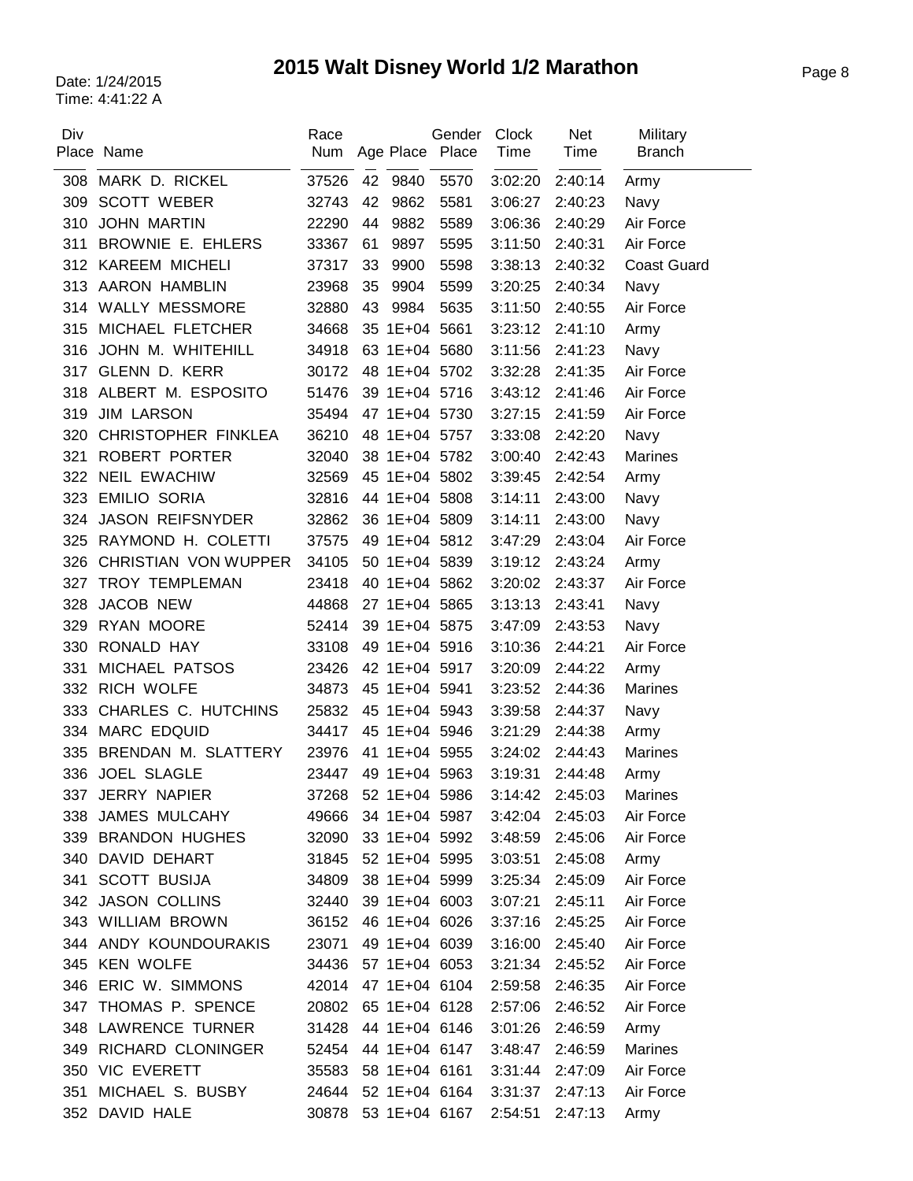# 2015 Walt Disney World 1/2 Marathon

Date: 1/24/2015
Time: 4:41:22 A

| Div Place | Name | Race Num | Age | Place | Gender Place | Clock Time | Net Time | Military Branch |
|---|---|---|---|---|---|---|---|---|
| 308 | MARK D. RICKEL | 37526 | 42 | 9840 | 5570 | 3:02:20 | 2:40:14 | Army |
| 309 | SCOTT WEBER | 32743 | 42 | 9862 | 5581 | 3:06:27 | 2:40:23 | Navy |
| 310 | JOHN MARTIN | 22290 | 44 | 9882 | 5589 | 3:06:36 | 2:40:29 | Air Force |
| 311 | BROWNIE E. EHLERS | 33367 | 61 | 9897 | 5595 | 3:11:50 | 2:40:31 | Air Force |
| 312 | KAREEM MICHELI | 37317 | 33 | 9900 | 5598 | 3:38:13 | 2:40:32 | Coast Guard |
| 313 | AARON HAMBLIN | 23968 | 35 | 9904 | 5599 | 3:20:25 | 2:40:34 | Navy |
| 314 | WALLY MESSMORE | 32880 | 43 | 9984 | 5635 | 3:11:50 | 2:40:55 | Air Force |
| 315 | MICHAEL FLETCHER | 34668 | 35 | 1E+04 | 5661 | 3:23:12 | 2:41:10 | Army |
| 316 | JOHN M. WHITEHILL | 34918 | 63 | 1E+04 | 5680 | 3:11:56 | 2:41:23 | Navy |
| 317 | GLENN D. KERR | 30172 | 48 | 1E+04 | 5702 | 3:32:28 | 2:41:35 | Air Force |
| 318 | ALBERT M. ESPOSITO | 51476 | 39 | 1E+04 | 5716 | 3:43:12 | 2:41:46 | Air Force |
| 319 | JIM LARSON | 35494 | 47 | 1E+04 | 5730 | 3:27:15 | 2:41:59 | Air Force |
| 320 | CHRISTOPHER FINKLEA | 36210 | 48 | 1E+04 | 5757 | 3:33:08 | 2:42:20 | Navy |
| 321 | ROBERT PORTER | 32040 | 38 | 1E+04 | 5782 | 3:00:40 | 2:42:43 | Marines |
| 322 | NEIL EWACHIW | 32569 | 45 | 1E+04 | 5802 | 3:39:45 | 2:42:54 | Army |
| 323 | EMILIO SORIA | 32816 | 44 | 1E+04 | 5808 | 3:14:11 | 2:43:00 | Navy |
| 324 | JASON REIFSNYDER | 32862 | 36 | 1E+04 | 5809 | 3:14:11 | 2:43:00 | Navy |
| 325 | RAYMOND H. COLETTI | 37575 | 49 | 1E+04 | 5812 | 3:47:29 | 2:43:04 | Air Force |
| 326 | CHRISTIAN VON WUPPER | 34105 | 50 | 1E+04 | 5839 | 3:19:12 | 2:43:24 | Army |
| 327 | TROY TEMPLEMAN | 23418 | 40 | 1E+04 | 5862 | 3:20:02 | 2:43:37 | Air Force |
| 328 | JACOB NEW | 44868 | 27 | 1E+04 | 5865 | 3:13:13 | 2:43:41 | Navy |
| 329 | RYAN MOORE | 52414 | 39 | 1E+04 | 5875 | 3:47:09 | 2:43:53 | Navy |
| 330 | RONALD HAY | 33108 | 49 | 1E+04 | 5916 | 3:10:36 | 2:44:21 | Air Force |
| 331 | MICHAEL PATSOS | 23426 | 42 | 1E+04 | 5917 | 3:20:09 | 2:44:22 | Army |
| 332 | RICH WOLFE | 34873 | 45 | 1E+04 | 5941 | 3:23:52 | 2:44:36 | Marines |
| 333 | CHARLES C. HUTCHINS | 25832 | 45 | 1E+04 | 5943 | 3:39:58 | 2:44:37 | Navy |
| 334 | MARC EDQUID | 34417 | 45 | 1E+04 | 5946 | 3:21:29 | 2:44:38 | Army |
| 335 | BRENDAN M. SLATTERY | 23976 | 41 | 1E+04 | 5955 | 3:24:02 | 2:44:43 | Marines |
| 336 | JOEL SLAGLE | 23447 | 49 | 1E+04 | 5963 | 3:19:31 | 2:44:48 | Army |
| 337 | JERRY NAPIER | 37268 | 52 | 1E+04 | 5986 | 3:14:42 | 2:45:03 | Marines |
| 338 | JAMES MULCAHY | 49666 | 34 | 1E+04 | 5987 | 3:42:04 | 2:45:03 | Air Force |
| 339 | BRANDON HUGHES | 32090 | 33 | 1E+04 | 5992 | 3:48:59 | 2:45:06 | Air Force |
| 340 | DAVID DEHART | 31845 | 52 | 1E+04 | 5995 | 3:03:51 | 2:45:08 | Army |
| 341 | SCOTT BUSIJA | 34809 | 38 | 1E+04 | 5999 | 3:25:34 | 2:45:09 | Air Force |
| 342 | JASON COLLINS | 32440 | 39 | 1E+04 | 6003 | 3:07:21 | 2:45:11 | Air Force |
| 343 | WILLIAM BROWN | 36152 | 46 | 1E+04 | 6026 | 3:37:16 | 2:45:25 | Air Force |
| 344 | ANDY KOUNDOURAKIS | 23071 | 49 | 1E+04 | 6039 | 3:16:00 | 2:45:40 | Air Force |
| 345 | KEN WOLFE | 34436 | 57 | 1E+04 | 6053 | 3:21:34 | 2:45:52 | Air Force |
| 346 | ERIC W. SIMMONS | 42014 | 47 | 1E+04 | 6104 | 2:59:58 | 2:46:35 | Air Force |
| 347 | THOMAS P. SPENCE | 20802 | 65 | 1E+04 | 6128 | 2:57:06 | 2:46:52 | Air Force |
| 348 | LAWRENCE TURNER | 31428 | 44 | 1E+04 | 6146 | 3:01:26 | 2:46:59 | Army |
| 349 | RICHARD CLONINGER | 52454 | 44 | 1E+04 | 6147 | 3:48:47 | 2:46:59 | Marines |
| 350 | VIC EVERETT | 35583 | 58 | 1E+04 | 6161 | 3:31:44 | 2:47:09 | Air Force |
| 351 | MICHAEL S. BUSBY | 24644 | 52 | 1E+04 | 6164 | 3:31:37 | 2:47:13 | Air Force |
| 352 | DAVID HALE | 30878 | 53 | 1E+04 | 6167 | 2:54:51 | 2:47:13 | Army |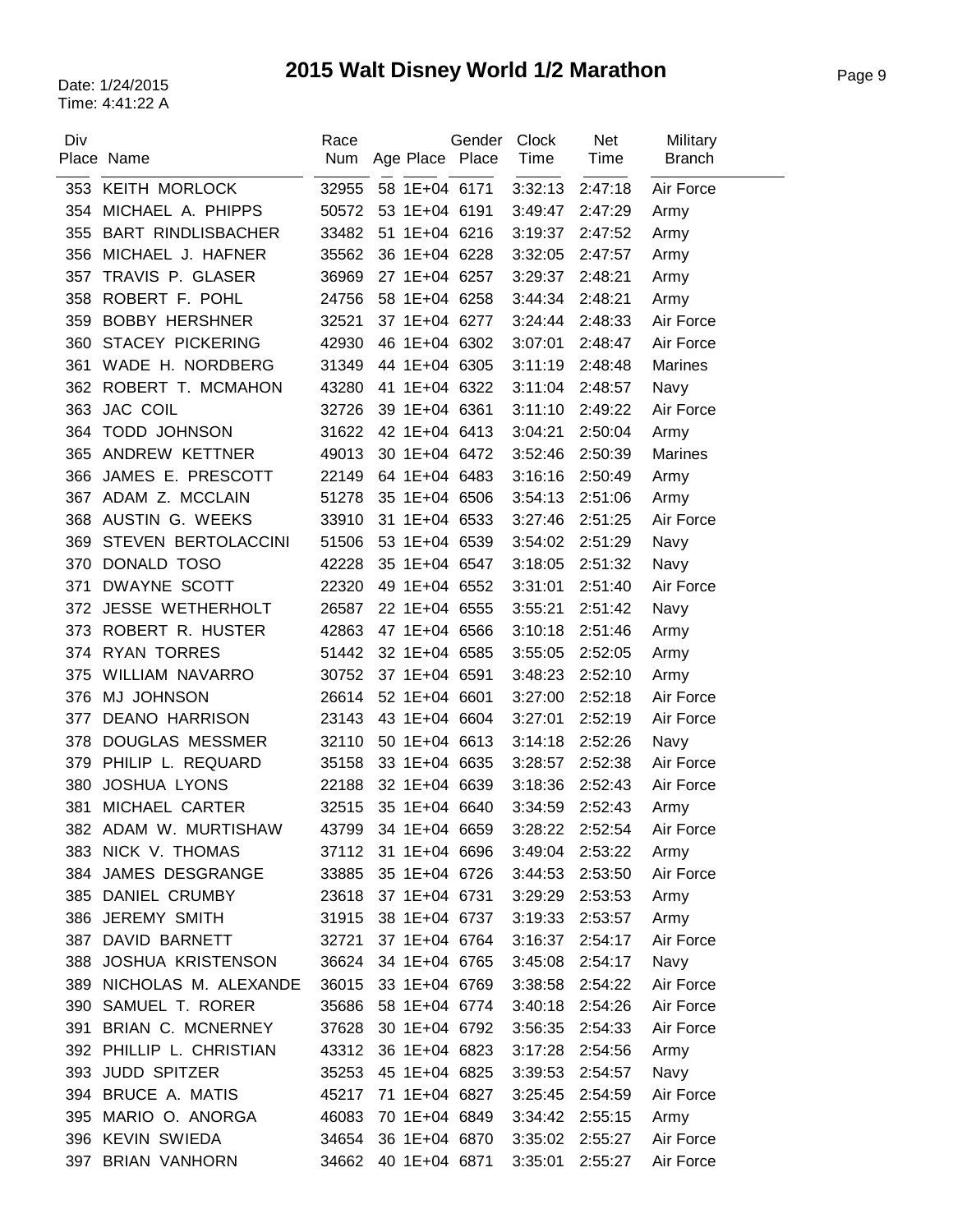# 2015 Walt Disney World 1/2 Marathon

Date: 1/24/2015
Time: 4:41:22 A

| Div Place | Name | Race Num | Age | Place | Gender Place | Clock Time | Net Time | Military Branch |
|---|---|---|---|---|---|---|---|---|
| 353 | KEITH MORLOCK | 32955 | 58 | 1E+04 | 6171 | 3:32:13 | 2:47:18 | Air Force |
| 354 | MICHAEL A. PHIPPS | 50572 | 53 | 1E+04 | 6191 | 3:49:47 | 2:47:29 | Army |
| 355 | BART RINDLISBACHER | 33482 | 51 | 1E+04 | 6216 | 3:19:37 | 2:47:52 | Army |
| 356 | MICHAEL J. HAFNER | 35562 | 36 | 1E+04 | 6228 | 3:32:05 | 2:47:57 | Army |
| 357 | TRAVIS P. GLASER | 36969 | 27 | 1E+04 | 6257 | 3:29:37 | 2:48:21 | Army |
| 358 | ROBERT F. POHL | 24756 | 58 | 1E+04 | 6258 | 3:44:34 | 2:48:21 | Army |
| 359 | BOBBY HERSHNER | 32521 | 37 | 1E+04 | 6277 | 3:24:44 | 2:48:33 | Air Force |
| 360 | STACEY PICKERING | 42930 | 46 | 1E+04 | 6302 | 3:07:01 | 2:48:47 | Air Force |
| 361 | WADE H. NORDBERG | 31349 | 44 | 1E+04 | 6305 | 3:11:19 | 2:48:48 | Marines |
| 362 | ROBERT T. MCMAHON | 43280 | 41 | 1E+04 | 6322 | 3:11:04 | 2:48:57 | Navy |
| 363 | JAC COIL | 32726 | 39 | 1E+04 | 6361 | 3:11:10 | 2:49:22 | Air Force |
| 364 | TODD JOHNSON | 31622 | 42 | 1E+04 | 6413 | 3:04:21 | 2:50:04 | Army |
| 365 | ANDREW KETTNER | 49013 | 30 | 1E+04 | 6472 | 3:52:46 | 2:50:39 | Marines |
| 366 | JAMES E. PRESCOTT | 22149 | 64 | 1E+04 | 6483 | 3:16:16 | 2:50:49 | Army |
| 367 | ADAM Z. MCCLAIN | 51278 | 35 | 1E+04 | 6506 | 3:54:13 | 2:51:06 | Army |
| 368 | AUSTIN G. WEEKS | 33910 | 31 | 1E+04 | 6533 | 3:27:46 | 2:51:25 | Air Force |
| 369 | STEVEN BERTOLACCINI | 51506 | 53 | 1E+04 | 6539 | 3:54:02 | 2:51:29 | Navy |
| 370 | DONALD TOSO | 42228 | 35 | 1E+04 | 6547 | 3:18:05 | 2:51:32 | Navy |
| 371 | DWAYNE SCOTT | 22320 | 49 | 1E+04 | 6552 | 3:31:01 | 2:51:40 | Air Force |
| 372 | JESSE WETHERHOLT | 26587 | 22 | 1E+04 | 6555 | 3:55:21 | 2:51:42 | Navy |
| 373 | ROBERT R. HUSTER | 42863 | 47 | 1E+04 | 6566 | 3:10:18 | 2:51:46 | Army |
| 374 | RYAN TORRES | 51442 | 32 | 1E+04 | 6585 | 3:55:05 | 2:52:05 | Army |
| 375 | WILLIAM NAVARRO | 30752 | 37 | 1E+04 | 6591 | 3:48:23 | 2:52:10 | Army |
| 376 | MJ JOHNSON | 26614 | 52 | 1E+04 | 6601 | 3:27:00 | 2:52:18 | Air Force |
| 377 | DEANO HARRISON | 23143 | 43 | 1E+04 | 6604 | 3:27:01 | 2:52:19 | Air Force |
| 378 | DOUGLAS MESSMER | 32110 | 50 | 1E+04 | 6613 | 3:14:18 | 2:52:26 | Navy |
| 379 | PHILIP L. REQUARD | 35158 | 33 | 1E+04 | 6635 | 3:28:57 | 2:52:38 | Air Force |
| 380 | JOSHUA LYONS | 22188 | 32 | 1E+04 | 6639 | 3:18:36 | 2:52:43 | Air Force |
| 381 | MICHAEL CARTER | 32515 | 35 | 1E+04 | 6640 | 3:34:59 | 2:52:43 | Army |
| 382 | ADAM W. MURTISHAW | 43799 | 34 | 1E+04 | 6659 | 3:28:22 | 2:52:54 | Air Force |
| 383 | NICK V. THOMAS | 37112 | 31 | 1E+04 | 6696 | 3:49:04 | 2:53:22 | Army |
| 384 | JAMES DESGRANGE | 33885 | 35 | 1E+04 | 6726 | 3:44:53 | 2:53:50 | Air Force |
| 385 | DANIEL CRUMBY | 23618 | 37 | 1E+04 | 6731 | 3:29:29 | 2:53:53 | Army |
| 386 | JEREMY SMITH | 31915 | 38 | 1E+04 | 6737 | 3:19:33 | 2:53:57 | Army |
| 387 | DAVID BARNETT | 32721 | 37 | 1E+04 | 6764 | 3:16:37 | 2:54:17 | Air Force |
| 388 | JOSHUA KRISTENSON | 36624 | 34 | 1E+04 | 6765 | 3:45:08 | 2:54:17 | Navy |
| 389 | NICHOLAS M. ALEXANDE | 36015 | 33 | 1E+04 | 6769 | 3:38:58 | 2:54:22 | Air Force |
| 390 | SAMUEL T. RORER | 35686 | 58 | 1E+04 | 6774 | 3:40:18 | 2:54:26 | Air Force |
| 391 | BRIAN C. MCNERNEY | 37628 | 30 | 1E+04 | 6792 | 3:56:35 | 2:54:33 | Air Force |
| 392 | PHILLIP L. CHRISTIAN | 43312 | 36 | 1E+04 | 6823 | 3:17:28 | 2:54:56 | Army |
| 393 | JUDD SPITZER | 35253 | 45 | 1E+04 | 6825 | 3:39:53 | 2:54:57 | Navy |
| 394 | BRUCE A. MATIS | 45217 | 71 | 1E+04 | 6827 | 3:25:45 | 2:54:59 | Air Force |
| 395 | MARIO O. ANORGA | 46083 | 70 | 1E+04 | 6849 | 3:34:42 | 2:55:15 | Army |
| 396 | KEVIN SWIEDA | 34654 | 36 | 1E+04 | 6870 | 3:35:02 | 2:55:27 | Air Force |
| 397 | BRIAN VANHORN | 34662 | 40 | 1E+04 | 6871 | 3:35:01 | 2:55:27 | Air Force |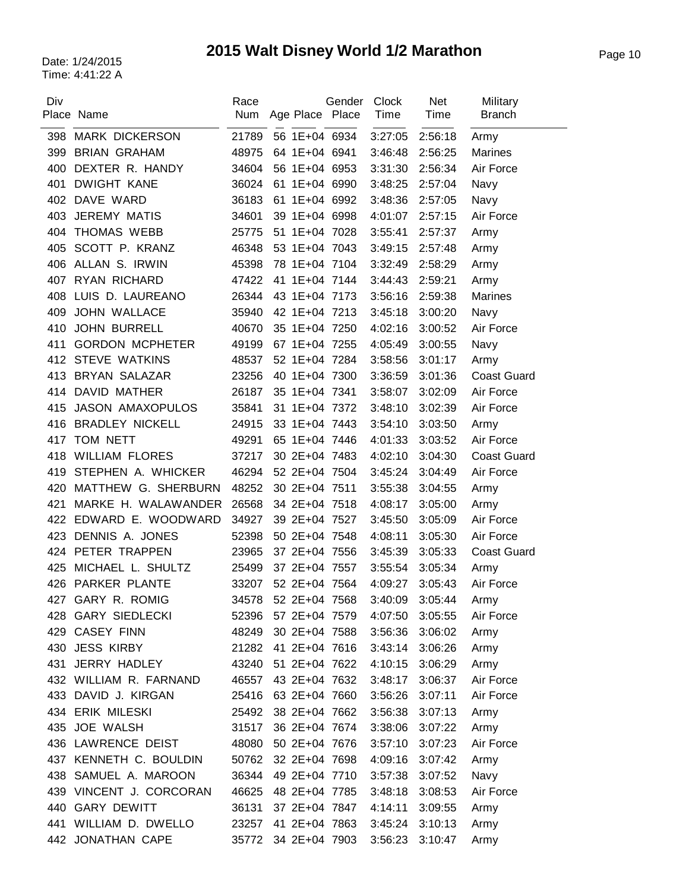# 2015 Walt Disney World 1/2 Marathon

Date: 1/24/2015
Time: 4:41:22 A

| Div Place | Name | Race Num | Age | Place | Gender Place | Clock Time | Net Time | Military Branch |
|---|---|---|---|---|---|---|---|---|
| 398 | MARK DICKERSON | 21789 | 56 | 1E+04 | 6934 | 3:27:05 | 2:56:18 | Army |
| 399 | BRIAN GRAHAM | 48975 | 64 | 1E+04 | 6941 | 3:46:48 | 2:56:25 | Marines |
| 400 | DEXTER R. HANDY | 34604 | 56 | 1E+04 | 6953 | 3:31:30 | 2:56:34 | Air Force |
| 401 | DWIGHT KANE | 36024 | 61 | 1E+04 | 6990 | 3:48:25 | 2:57:04 | Navy |
| 402 | DAVE WARD | 36183 | 61 | 1E+04 | 6992 | 3:48:36 | 2:57:05 | Navy |
| 403 | JEREMY MATIS | 34601 | 39 | 1E+04 | 6998 | 4:01:07 | 2:57:15 | Air Force |
| 404 | THOMAS WEBB | 25775 | 51 | 1E+04 | 7028 | 3:55:41 | 2:57:37 | Army |
| 405 | SCOTT P. KRANZ | 46348 | 53 | 1E+04 | 7043 | 3:49:15 | 2:57:48 | Army |
| 406 | ALLAN S. IRWIN | 45398 | 78 | 1E+04 | 7104 | 3:32:49 | 2:58:29 | Army |
| 407 | RYAN RICHARD | 47422 | 41 | 1E+04 | 7144 | 3:44:43 | 2:59:21 | Army |
| 408 | LUIS D. LAUREANO | 26344 | 43 | 1E+04 | 7173 | 3:56:16 | 2:59:38 | Marines |
| 409 | JOHN WALLACE | 35940 | 42 | 1E+04 | 7213 | 3:45:18 | 3:00:20 | Navy |
| 410 | JOHN BURRELL | 40670 | 35 | 1E+04 | 7250 | 4:02:16 | 3:00:52 | Air Force |
| 411 | GORDON MCPHETER | 49199 | 67 | 1E+04 | 7255 | 4:05:49 | 3:00:55 | Navy |
| 412 | STEVE WATKINS | 48537 | 52 | 1E+04 | 7284 | 3:58:56 | 3:01:17 | Army |
| 413 | BRYAN SALAZAR | 23256 | 40 | 1E+04 | 7300 | 3:36:59 | 3:01:36 | Coast Guard |
| 414 | DAVID MATHER | 26187 | 35 | 1E+04 | 7341 | 3:58:07 | 3:02:09 | Air Force |
| 415 | JASON AMAXOPULOS | 35841 | 31 | 1E+04 | 7372 | 3:48:10 | 3:02:39 | Air Force |
| 416 | BRADLEY NICKELL | 24915 | 33 | 1E+04 | 7443 | 3:54:10 | 3:03:50 | Army |
| 417 | TOM NETT | 49291 | 65 | 1E+04 | 7446 | 4:01:33 | 3:03:52 | Air Force |
| 418 | WILLIAM FLORES | 37217 | 30 | 2E+04 | 7483 | 4:02:10 | 3:04:30 | Coast Guard |
| 419 | STEPHEN A. WHICKER | 46294 | 52 | 2E+04 | 7504 | 3:45:24 | 3:04:49 | Air Force |
| 420 | MATTHEW G. SHERBURN | 48252 | 30 | 2E+04 | 7511 | 3:55:38 | 3:04:55 | Army |
| 421 | MARKE H. WALAWANDER | 26568 | 34 | 2E+04 | 7518 | 4:08:17 | 3:05:00 | Army |
| 422 | EDWARD E. WOODWARD | 34927 | 39 | 2E+04 | 7527 | 3:45:50 | 3:05:09 | Air Force |
| 423 | DENNIS A. JONES | 52398 | 50 | 2E+04 | 7548 | 4:08:11 | 3:05:30 | Air Force |
| 424 | PETER TRAPPEN | 23965 | 37 | 2E+04 | 7556 | 3:45:39 | 3:05:33 | Coast Guard |
| 425 | MICHAEL L. SHULTZ | 25499 | 37 | 2E+04 | 7557 | 3:55:54 | 3:05:34 | Army |
| 426 | PARKER PLANTE | 33207 | 52 | 2E+04 | 7564 | 4:09:27 | 3:05:43 | Air Force |
| 427 | GARY R. ROMIG | 34578 | 52 | 2E+04 | 7568 | 3:40:09 | 3:05:44 | Army |
| 428 | GARY SIEDLECKI | 52396 | 57 | 2E+04 | 7579 | 4:07:50 | 3:05:55 | Air Force |
| 429 | CASEY FINN | 48249 | 30 | 2E+04 | 7588 | 3:56:36 | 3:06:02 | Army |
| 430 | JESS KIRBY | 21282 | 41 | 2E+04 | 7616 | 3:43:14 | 3:06:26 | Army |
| 431 | JERRY HADLEY | 43240 | 51 | 2E+04 | 7622 | 4:10:15 | 3:06:29 | Army |
| 432 | WILLIAM R. FARNAND | 46557 | 43 | 2E+04 | 7632 | 3:48:17 | 3:06:37 | Air Force |
| 433 | DAVID J. KIRGAN | 25416 | 63 | 2E+04 | 7660 | 3:56:26 | 3:07:11 | Air Force |
| 434 | ERIK MILESKI | 25492 | 38 | 2E+04 | 7662 | 3:56:38 | 3:07:13 | Army |
| 435 | JOE WALSH | 31517 | 36 | 2E+04 | 7674 | 3:38:06 | 3:07:22 | Army |
| 436 | LAWRENCE DEIST | 48080 | 50 | 2E+04 | 7676 | 3:57:10 | 3:07:23 | Air Force |
| 437 | KENNETH C. BOULDIN | 50762 | 32 | 2E+04 | 7698 | 4:09:16 | 3:07:42 | Army |
| 438 | SAMUEL A. MAROON | 36344 | 49 | 2E+04 | 7710 | 3:57:38 | 3:07:52 | Navy |
| 439 | VINCENT J. CORCORAN | 46625 | 48 | 2E+04 | 7785 | 3:48:18 | 3:08:53 | Air Force |
| 440 | GARY DEWITT | 36131 | 37 | 2E+04 | 7847 | 4:14:11 | 3:09:55 | Army |
| 441 | WILLIAM D. DWELLO | 23257 | 41 | 2E+04 | 7863 | 3:45:24 | 3:10:13 | Army |
| 442 | JONATHAN CAPE | 35772 | 34 | 2E+04 | 7903 | 3:56:23 | 3:10:47 | Army |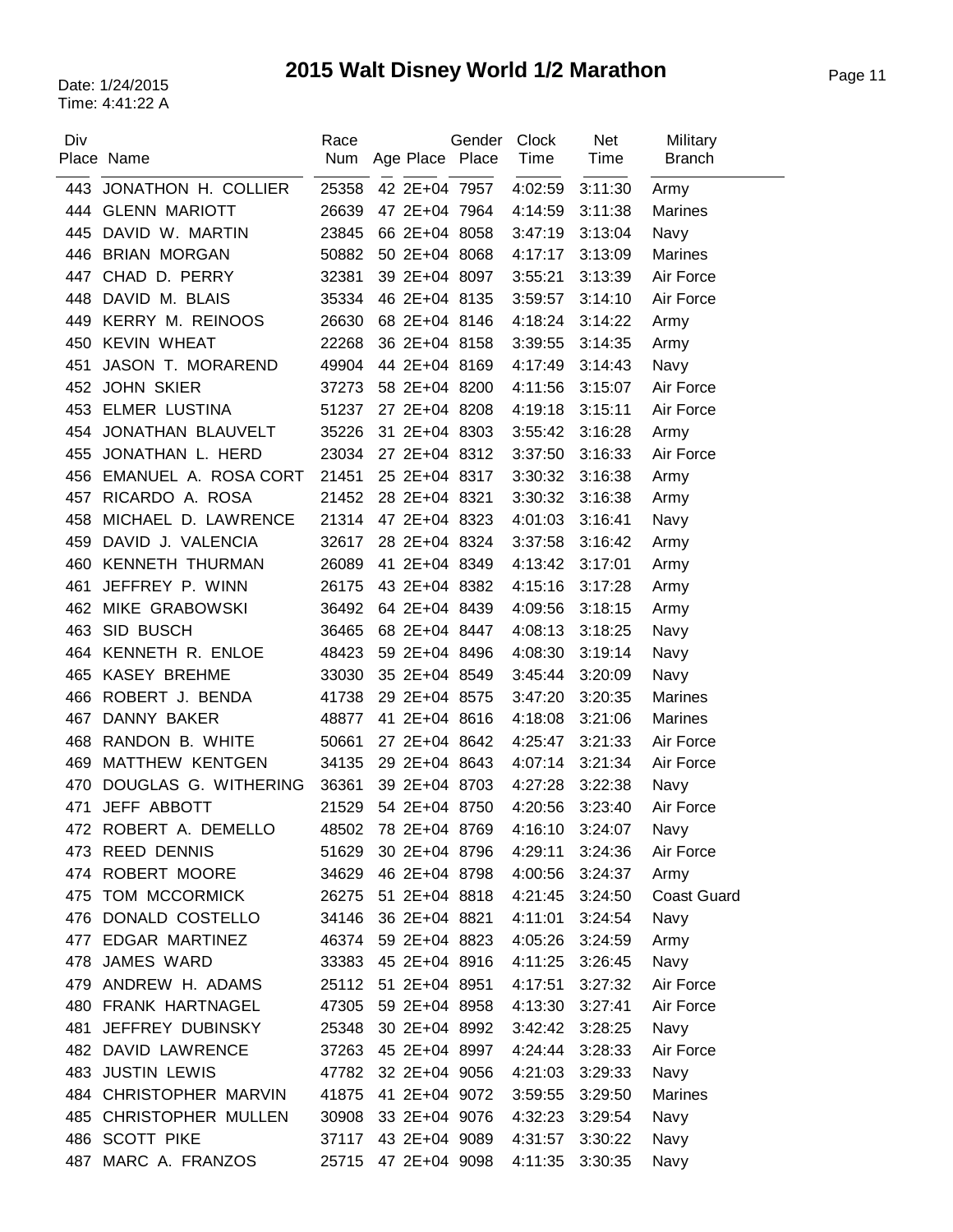# 2015 Walt Disney World 1/2 Marathon

Date: 1/24/2015
Time: 4:41:22 A

| Div Place | Name | Race Num | Age | Place | Gender Place | Clock Time | Net Time | Military Branch |
|---|---|---|---|---|---|---|---|---|
| 443 | JONATHON H. COLLIER | 25358 | 42 | 2E+04 | 7957 | 4:02:59 | 3:11:30 | Army |
| 444 | GLENN MARIOTT | 26639 | 47 | 2E+04 | 7964 | 4:14:59 | 3:11:38 | Marines |
| 445 | DAVID W. MARTIN | 23845 | 66 | 2E+04 | 8058 | 3:47:19 | 3:13:04 | Navy |
| 446 | BRIAN MORGAN | 50882 | 50 | 2E+04 | 8068 | 4:17:17 | 3:13:09 | Marines |
| 447 | CHAD D. PERRY | 32381 | 39 | 2E+04 | 8097 | 3:55:21 | 3:13:39 | Air Force |
| 448 | DAVID M. BLAIS | 35334 | 46 | 2E+04 | 8135 | 3:59:57 | 3:14:10 | Air Force |
| 449 | KERRY M. REINOOS | 26630 | 68 | 2E+04 | 8146 | 4:18:24 | 3:14:22 | Army |
| 450 | KEVIN WHEAT | 22268 | 36 | 2E+04 | 8158 | 3:39:55 | 3:14:35 | Army |
| 451 | JASON T. MORAREND | 49904 | 44 | 2E+04 | 8169 | 4:17:49 | 3:14:43 | Navy |
| 452 | JOHN SKIER | 37273 | 58 | 2E+04 | 8200 | 4:11:56 | 3:15:07 | Air Force |
| 453 | ELMER LUSTINA | 51237 | 27 | 2E+04 | 8208 | 4:19:18 | 3:15:11 | Air Force |
| 454 | JONATHAN BLAUVELT | 35226 | 31 | 2E+04 | 8303 | 3:55:42 | 3:16:28 | Army |
| 455 | JONATHAN L. HERD | 23034 | 27 | 2E+04 | 8312 | 3:37:50 | 3:16:33 | Air Force |
| 456 | EMANUEL A. ROSA CORT | 21451 | 25 | 2E+04 | 8317 | 3:30:32 | 3:16:38 | Army |
| 457 | RICARDO A. ROSA | 21452 | 28 | 2E+04 | 8321 | 3:30:32 | 3:16:38 | Army |
| 458 | MICHAEL D. LAWRENCE | 21314 | 47 | 2E+04 | 8323 | 4:01:03 | 3:16:41 | Navy |
| 459 | DAVID J. VALENCIA | 32617 | 28 | 2E+04 | 8324 | 3:37:58 | 3:16:42 | Army |
| 460 | KENNETH THURMAN | 26089 | 41 | 2E+04 | 8349 | 4:13:42 | 3:17:01 | Army |
| 461 | JEFFREY P. WINN | 26175 | 43 | 2E+04 | 8382 | 4:15:16 | 3:17:28 | Army |
| 462 | MIKE GRABOWSKI | 36492 | 64 | 2E+04 | 8439 | 4:09:56 | 3:18:15 | Army |
| 463 | SID BUSCH | 36465 | 68 | 2E+04 | 8447 | 4:08:13 | 3:18:25 | Navy |
| 464 | KENNETH R. ENLOE | 48423 | 59 | 2E+04 | 8496 | 4:08:30 | 3:19:14 | Navy |
| 465 | KASEY BREHME | 33030 | 35 | 2E+04 | 8549 | 3:45:44 | 3:20:09 | Navy |
| 466 | ROBERT J. BENDA | 41738 | 29 | 2E+04 | 8575 | 3:47:20 | 3:20:35 | Marines |
| 467 | DANNY BAKER | 48877 | 41 | 2E+04 | 8616 | 4:18:08 | 3:21:06 | Marines |
| 468 | RANDON B. WHITE | 50661 | 27 | 2E+04 | 8642 | 4:25:47 | 3:21:33 | Air Force |
| 469 | MATTHEW KENTGEN | 34135 | 29 | 2E+04 | 8643 | 4:07:14 | 3:21:34 | Air Force |
| 470 | DOUGLAS G. WITHERING | 36361 | 39 | 2E+04 | 8703 | 4:27:28 | 3:22:38 | Navy |
| 471 | JEFF ABBOTT | 21529 | 54 | 2E+04 | 8750 | 4:20:56 | 3:23:40 | Air Force |
| 472 | ROBERT A. DEMELLO | 48502 | 78 | 2E+04 | 8769 | 4:16:10 | 3:24:07 | Navy |
| 473 | REED DENNIS | 51629 | 30 | 2E+04 | 8796 | 4:29:11 | 3:24:36 | Air Force |
| 474 | ROBERT MOORE | 34629 | 46 | 2E+04 | 8798 | 4:00:56 | 3:24:37 | Army |
| 475 | TOM MCCORMICK | 26275 | 51 | 2E+04 | 8818 | 4:21:45 | 3:24:50 | Coast Guard |
| 476 | DONALD COSTELLO | 34146 | 36 | 2E+04 | 8821 | 4:11:01 | 3:24:54 | Navy |
| 477 | EDGAR MARTINEZ | 46374 | 59 | 2E+04 | 8823 | 4:05:26 | 3:24:59 | Army |
| 478 | JAMES WARD | 33383 | 45 | 2E+04 | 8916 | 4:11:25 | 3:26:45 | Navy |
| 479 | ANDREW H. ADAMS | 25112 | 51 | 2E+04 | 8951 | 4:17:51 | 3:27:32 | Air Force |
| 480 | FRANK HARTNAGEL | 47305 | 59 | 2E+04 | 8958 | 4:13:30 | 3:27:41 | Air Force |
| 481 | JEFFREY DUBINSKY | 25348 | 30 | 2E+04 | 8992 | 3:42:42 | 3:28:25 | Navy |
| 482 | DAVID LAWRENCE | 37263 | 45 | 2E+04 | 8997 | 4:24:44 | 3:28:33 | Air Force |
| 483 | JUSTIN LEWIS | 47782 | 32 | 2E+04 | 9056 | 4:21:03 | 3:29:33 | Navy |
| 484 | CHRISTOPHER MARVIN | 41875 | 41 | 2E+04 | 9072 | 3:59:55 | 3:29:50 | Marines |
| 485 | CHRISTOPHER MULLEN | 30908 | 33 | 2E+04 | 9076 | 4:32:23 | 3:29:54 | Navy |
| 486 | SCOTT PIKE | 37117 | 43 | 2E+04 | 9089 | 4:31:57 | 3:30:22 | Navy |
| 487 | MARC A. FRANZOS | 25715 | 47 | 2E+04 | 9098 | 4:11:35 | 3:30:35 | Navy |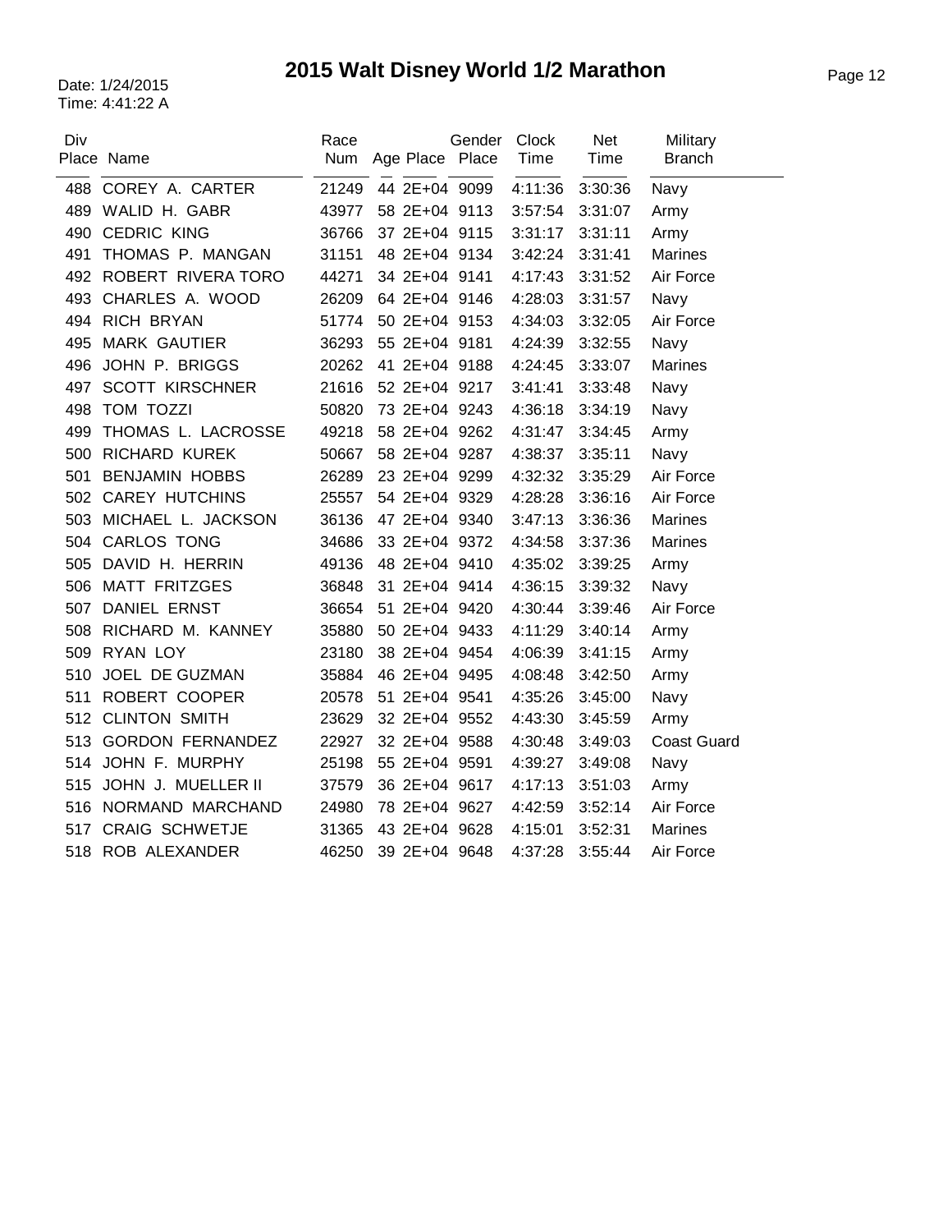# 2015 Walt Disney World 1/2 Marathon

Date: 1/24/2015
Time: 4:41:22 A

| Div Place | Name | Race Num | Age | Place | Gender Place | Clock Time | Net Time | Military Branch |
|---|---|---|---|---|---|---|---|---|
| 488 | COREY A. CARTER | 21249 | 44 | 2E+04 | 9099 | 4:11:36 | 3:30:36 | Navy |
| 489 | WALID H. GABR | 43977 | 58 | 2E+04 | 9113 | 3:57:54 | 3:31:07 | Army |
| 490 | CEDRIC KING | 36766 | 37 | 2E+04 | 9115 | 3:31:17 | 3:31:11 | Army |
| 491 | THOMAS P. MANGAN | 31151 | 48 | 2E+04 | 9134 | 3:42:24 | 3:31:41 | Marines |
| 492 | ROBERT RIVERA TORO | 44271 | 34 | 2E+04 | 9141 | 4:17:43 | 3:31:52 | Air Force |
| 493 | CHARLES A. WOOD | 26209 | 64 | 2E+04 | 9146 | 4:28:03 | 3:31:57 | Navy |
| 494 | RICH BRYAN | 51774 | 50 | 2E+04 | 9153 | 4:34:03 | 3:32:05 | Air Force |
| 495 | MARK GAUTIER | 36293 | 55 | 2E+04 | 9181 | 4:24:39 | 3:32:55 | Navy |
| 496 | JOHN P. BRIGGS | 20262 | 41 | 2E+04 | 9188 | 4:24:45 | 3:33:07 | Marines |
| 497 | SCOTT KIRSCHNER | 21616 | 52 | 2E+04 | 9217 | 3:41:41 | 3:33:48 | Navy |
| 498 | TOM TOZZI | 50820 | 73 | 2E+04 | 9243 | 4:36:18 | 3:34:19 | Navy |
| 499 | THOMAS L. LACROSSE | 49218 | 58 | 2E+04 | 9262 | 4:31:47 | 3:34:45 | Army |
| 500 | RICHARD KUREK | 50667 | 58 | 2E+04 | 9287 | 4:38:37 | 3:35:11 | Navy |
| 501 | BENJAMIN HOBBS | 26289 | 23 | 2E+04 | 9299 | 4:32:32 | 3:35:29 | Air Force |
| 502 | CAREY HUTCHINS | 25557 | 54 | 2E+04 | 9329 | 4:28:28 | 3:36:16 | Air Force |
| 503 | MICHAEL L. JACKSON | 36136 | 47 | 2E+04 | 9340 | 3:47:13 | 3:36:36 | Marines |
| 504 | CARLOS TONG | 34686 | 33 | 2E+04 | 9372 | 4:34:58 | 3:37:36 | Marines |
| 505 | DAVID H. HERRIN | 49136 | 48 | 2E+04 | 9410 | 4:35:02 | 3:39:25 | Army |
| 506 | MATT FRITZGES | 36848 | 31 | 2E+04 | 9414 | 4:36:15 | 3:39:32 | Navy |
| 507 | DANIEL ERNST | 36654 | 51 | 2E+04 | 9420 | 4:30:44 | 3:39:46 | Air Force |
| 508 | RICHARD M. KANNEY | 35880 | 50 | 2E+04 | 9433 | 4:11:29 | 3:40:14 | Army |
| 509 | RYAN LOY | 23180 | 38 | 2E+04 | 9454 | 4:06:39 | 3:41:15 | Army |
| 510 | JOEL DE GUZMAN | 35884 | 46 | 2E+04 | 9495 | 4:08:48 | 3:42:50 | Army |
| 511 | ROBERT COOPER | 20578 | 51 | 2E+04 | 9541 | 4:35:26 | 3:45:00 | Navy |
| 512 | CLINTON SMITH | 23629 | 32 | 2E+04 | 9552 | 4:43:30 | 3:45:59 | Army |
| 513 | GORDON FERNANDEZ | 22927 | 32 | 2E+04 | 9588 | 4:30:48 | 3:49:03 | Coast Guard |
| 514 | JOHN F. MURPHY | 25198 | 55 | 2E+04 | 9591 | 4:39:27 | 3:49:08 | Navy |
| 515 | JOHN J. MUELLER II | 37579 | 36 | 2E+04 | 9617 | 4:17:13 | 3:51:03 | Army |
| 516 | NORMAND MARCHAND | 24980 | 78 | 2E+04 | 9627 | 4:42:59 | 3:52:14 | Air Force |
| 517 | CRAIG SCHWETJE | 31365 | 43 | 2E+04 | 9628 | 4:15:01 | 3:52:31 | Marines |
| 518 | ROB ALEXANDER | 46250 | 39 | 2E+04 | 9648 | 4:37:28 | 3:55:44 | Air Force |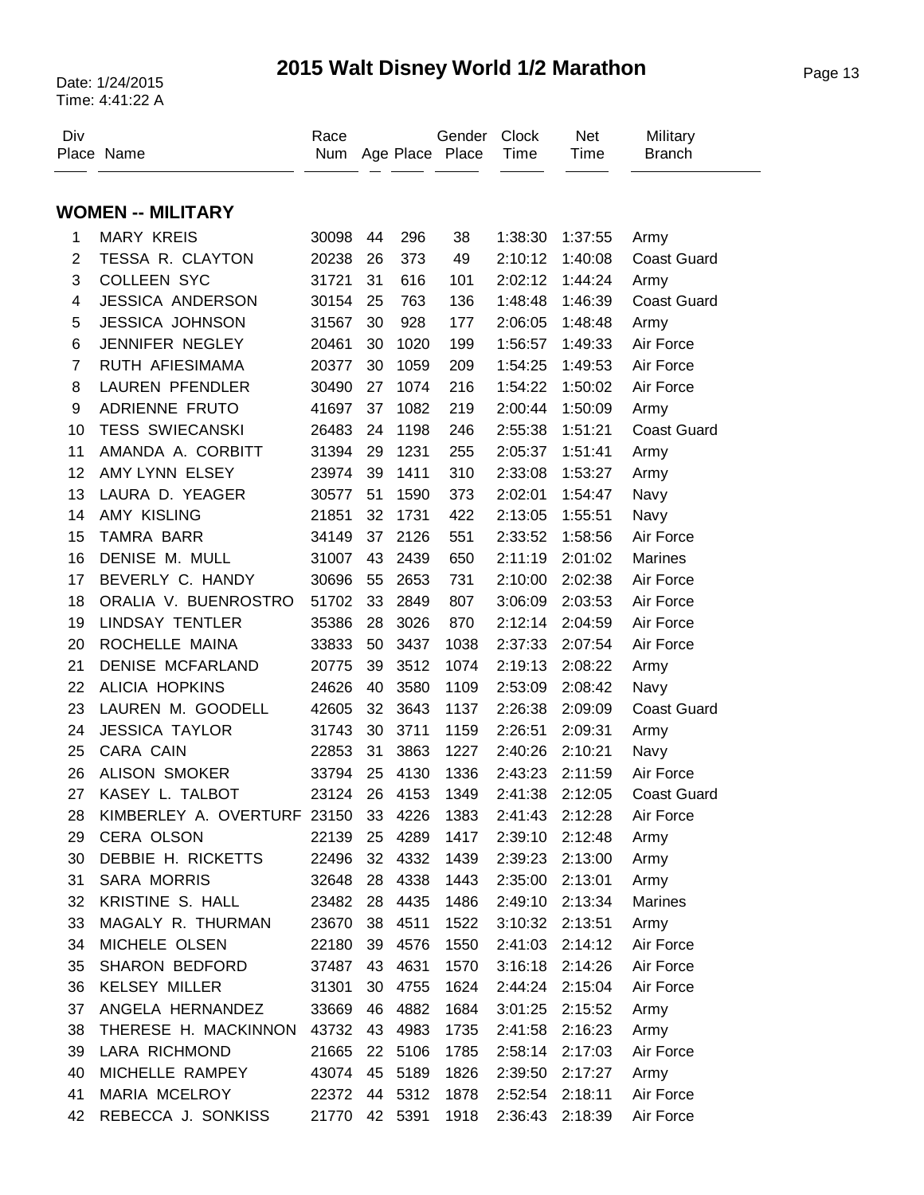# 2015 Walt Disney World 1/2 Marathon

Date: 1/24/2015
Time: 4:41:22 A

## WOMEN -- MILITARY

| Div Place | Name | Race Num | Age | Place | Gender Place | Clock Time | Net Time | Military Branch |
|---|---|---|---|---|---|---|---|---|
| 1 | MARY KREIS | 30098 | 44 | 296 | 38 | 1:38:30 | 1:37:55 | Army |
| 2 | TESSA R. CLAYTON | 20238 | 26 | 373 | 49 | 2:10:12 | 1:40:08 | Coast Guard |
| 3 | COLLEEN SYC | 31721 | 31 | 616 | 101 | 2:02:12 | 1:44:24 | Army |
| 4 | JESSICA ANDERSON | 30154 | 25 | 763 | 136 | 1:48:48 | 1:46:39 | Coast Guard |
| 5 | JESSICA JOHNSON | 31567 | 30 | 928 | 177 | 2:06:05 | 1:48:48 | Army |
| 6 | JENNIFER NEGLEY | 20461 | 30 | 1020 | 199 | 1:56:57 | 1:49:33 | Air Force |
| 7 | RUTH AFIESIMAMA | 20377 | 30 | 1059 | 209 | 1:54:25 | 1:49:53 | Air Force |
| 8 | LAUREN PFENDLER | 30490 | 27 | 1074 | 216 | 1:54:22 | 1:50:02 | Air Force |
| 9 | ADRIENNE FRUTO | 41697 | 37 | 1082 | 219 | 2:00:44 | 1:50:09 | Army |
| 10 | TESS SWIECANSKI | 26483 | 24 | 1198 | 246 | 2:55:38 | 1:51:21 | Coast Guard |
| 11 | AMANDA A. CORBITT | 31394 | 29 | 1231 | 255 | 2:05:37 | 1:51:41 | Army |
| 12 | AMY LYNN ELSEY | 23974 | 39 | 1411 | 310 | 2:33:08 | 1:53:27 | Army |
| 13 | LAURA D. YEAGER | 30577 | 51 | 1590 | 373 | 2:02:01 | 1:54:47 | Navy |
| 14 | AMY KISLING | 21851 | 32 | 1731 | 422 | 2:13:05 | 1:55:51 | Navy |
| 15 | TAMRA BARR | 34149 | 37 | 2126 | 551 | 2:33:52 | 1:58:56 | Air Force |
| 16 | DENISE M. MULL | 31007 | 43 | 2439 | 650 | 2:11:19 | 2:01:02 | Marines |
| 17 | BEVERLY C. HANDY | 30696 | 55 | 2653 | 731 | 2:10:00 | 2:02:38 | Air Force |
| 18 | ORALIA V. BUENROSTRO | 51702 | 33 | 2849 | 807 | 3:06:09 | 2:03:53 | Air Force |
| 19 | LINDSAY TENTLER | 35386 | 28 | 3026 | 870 | 2:12:14 | 2:04:59 | Air Force |
| 20 | ROCHELLE MAINA | 33833 | 50 | 3437 | 1038 | 2:37:33 | 2:07:54 | Air Force |
| 21 | DENISE MCFARLAND | 20775 | 39 | 3512 | 1074 | 2:19:13 | 2:08:22 | Army |
| 22 | ALICIA HOPKINS | 24626 | 40 | 3580 | 1109 | 2:53:09 | 2:08:42 | Navy |
| 23 | LAUREN M. GOODELL | 42605 | 32 | 3643 | 1137 | 2:26:38 | 2:09:09 | Coast Guard |
| 24 | JESSICA TAYLOR | 31743 | 30 | 3711 | 1159 | 2:26:51 | 2:09:31 | Army |
| 25 | CARA CAIN | 22853 | 31 | 3863 | 1227 | 2:40:26 | 2:10:21 | Navy |
| 26 | ALISON SMOKER | 33794 | 25 | 4130 | 1336 | 2:43:23 | 2:11:59 | Air Force |
| 27 | KASEY L. TALBOT | 23124 | 26 | 4153 | 1349 | 2:41:38 | 2:12:05 | Coast Guard |
| 28 | KIMBERLEY A. OVERTURF | 23150 | 33 | 4226 | 1383 | 2:41:43 | 2:12:28 | Air Force |
| 29 | CERA OLSON | 22139 | 25 | 4289 | 1417 | 2:39:10 | 2:12:48 | Army |
| 30 | DEBBIE H. RICKETTS | 22496 | 32 | 4332 | 1439 | 2:39:23 | 2:13:00 | Army |
| 31 | SARA MORRIS | 32648 | 28 | 4338 | 1443 | 2:35:00 | 2:13:01 | Army |
| 32 | KRISTINE S. HALL | 23482 | 28 | 4435 | 1486 | 2:49:10 | 2:13:34 | Marines |
| 33 | MAGALY R. THURMAN | 23670 | 38 | 4511 | 1522 | 3:10:32 | 2:13:51 | Army |
| 34 | MICHELE OLSEN | 22180 | 39 | 4576 | 1550 | 2:41:03 | 2:14:12 | Air Force |
| 35 | SHARON BEDFORD | 37487 | 43 | 4631 | 1570 | 3:16:18 | 2:14:26 | Air Force |
| 36 | KELSEY MILLER | 31301 | 30 | 4755 | 1624 | 2:44:24 | 2:15:04 | Air Force |
| 37 | ANGELA HERNANDEZ | 33669 | 46 | 4882 | 1684 | 3:01:25 | 2:15:52 | Army |
| 38 | THERESE H. MACKINNON | 43732 | 43 | 4983 | 1735 | 2:41:58 | 2:16:23 | Army |
| 39 | LARA RICHMOND | 21665 | 22 | 5106 | 1785 | 2:58:14 | 2:17:03 | Air Force |
| 40 | MICHELLE RAMPEY | 43074 | 45 | 5189 | 1826 | 2:39:50 | 2:17:27 | Army |
| 41 | MARIA MCELROY | 22372 | 44 | 5312 | 1878 | 2:52:54 | 2:18:11 | Air Force |
| 42 | REBECCA J. SONKISS | 21770 | 42 | 5391 | 1918 | 2:36:43 | 2:18:39 | Air Force |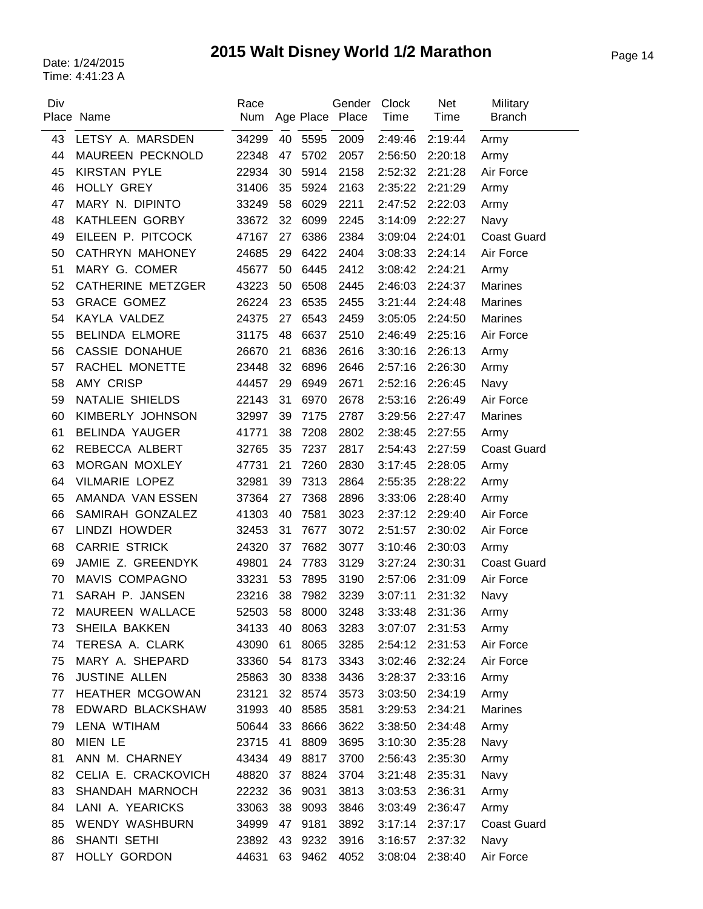# 2015 Walt Disney World 1/2 Marathon

Date: 1/24/2015
Time: 4:41:23 A

| Div Place | Name | Race Num | Age | Place | Gender Place | Clock Time | Net Time | Military Branch |
|---|---|---|---|---|---|---|---|---|
| 43 | LETSY A. MARSDEN | 34299 | 40 | 5595 | 2009 | 2:49:46 | 2:19:44 | Army |
| 44 | MAUREEN PECKNOLD | 22348 | 47 | 5702 | 2057 | 2:56:50 | 2:20:18 | Army |
| 45 | KIRSTAN PYLE | 22934 | 30 | 5914 | 2158 | 2:52:32 | 2:21:28 | Air Force |
| 46 | HOLLY GREY | 31406 | 35 | 5924 | 2163 | 2:35:22 | 2:21:29 | Army |
| 47 | MARY N. DIPINTO | 33249 | 58 | 6029 | 2211 | 2:47:52 | 2:22:03 | Army |
| 48 | KATHLEEN GORBY | 33672 | 32 | 6099 | 2245 | 3:14:09 | 2:22:27 | Navy |
| 49 | EILEEN P. PITCOCK | 47167 | 27 | 6386 | 2384 | 3:09:04 | 2:24:01 | Coast Guard |
| 50 | CATHRYN MAHONEY | 24685 | 29 | 6422 | 2404 | 3:08:33 | 2:24:14 | Air Force |
| 51 | MARY G. COMER | 45677 | 50 | 6445 | 2412 | 3:08:42 | 2:24:21 | Army |
| 52 | CATHERINE METZGER | 43223 | 50 | 6508 | 2445 | 2:46:03 | 2:24:37 | Marines |
| 53 | GRACE GOMEZ | 26224 | 23 | 6535 | 2455 | 3:21:44 | 2:24:48 | Marines |
| 54 | KAYLA VALDEZ | 24375 | 27 | 6543 | 2459 | 3:05:05 | 2:24:50 | Marines |
| 55 | BELINDA ELMORE | 31175 | 48 | 6637 | 2510 | 2:46:49 | 2:25:16 | Air Force |
| 56 | CASSIE DONAHUE | 26670 | 21 | 6836 | 2616 | 3:30:16 | 2:26:13 | Army |
| 57 | RACHEL MONETTE | 23448 | 32 | 6896 | 2646 | 2:57:16 | 2:26:30 | Army |
| 58 | AMY CRISP | 44457 | 29 | 6949 | 2671 | 2:52:16 | 2:26:45 | Navy |
| 59 | NATALIE SHIELDS | 22143 | 31 | 6970 | 2678 | 2:53:16 | 2:26:49 | Air Force |
| 60 | KIMBERLY JOHNSON | 32997 | 39 | 7175 | 2787 | 3:29:56 | 2:27:47 | Marines |
| 61 | BELINDA YAUGER | 41771 | 38 | 7208 | 2802 | 2:38:45 | 2:27:55 | Army |
| 62 | REBECCA ALBERT | 32765 | 35 | 7237 | 2817 | 2:54:43 | 2:27:59 | Coast Guard |
| 63 | MORGAN MOXLEY | 47731 | 21 | 7260 | 2830 | 3:17:45 | 2:28:05 | Army |
| 64 | VILMARIE LOPEZ | 32981 | 39 | 7313 | 2864 | 2:55:35 | 2:28:22 | Army |
| 65 | AMANDA VAN ESSEN | 37364 | 27 | 7368 | 2896 | 3:33:06 | 2:28:40 | Army |
| 66 | SAMIRAH GONZALEZ | 41303 | 40 | 7581 | 3023 | 2:37:12 | 2:29:40 | Air Force |
| 67 | LINDZI HOWDER | 32453 | 31 | 7677 | 3072 | 2:51:57 | 2:30:02 | Air Force |
| 68 | CARRIE STRICK | 24320 | 37 | 7682 | 3077 | 3:10:46 | 2:30:03 | Army |
| 69 | JAMIE Z. GREENDYK | 49801 | 24 | 7783 | 3129 | 3:27:24 | 2:30:31 | Coast Guard |
| 70 | MAVIS COMPAGNO | 33231 | 53 | 7895 | 3190 | 2:57:06 | 2:31:09 | Air Force |
| 71 | SARAH P. JANSEN | 23216 | 38 | 7982 | 3239 | 3:07:11 | 2:31:32 | Navy |
| 72 | MAUREEN WALLACE | 52503 | 58 | 8000 | 3248 | 3:33:48 | 2:31:36 | Army |
| 73 | SHEILA BAKKEN | 34133 | 40 | 8063 | 3283 | 3:07:07 | 2:31:53 | Army |
| 74 | TERESA A. CLARK | 43090 | 61 | 8065 | 3285 | 2:54:12 | 2:31:53 | Air Force |
| 75 | MARY A. SHEPARD | 33360 | 54 | 8173 | 3343 | 3:02:46 | 2:32:24 | Air Force |
| 76 | JUSTINE ALLEN | 25863 | 30 | 8338 | 3436 | 3:28:37 | 2:33:16 | Army |
| 77 | HEATHER MCGOWAN | 23121 | 32 | 8574 | 3573 | 3:03:50 | 2:34:19 | Army |
| 78 | EDWARD BLACKSHAW | 31993 | 40 | 8585 | 3581 | 3:29:53 | 2:34:21 | Marines |
| 79 | LENA WTIHAM | 50644 | 33 | 8666 | 3622 | 3:38:50 | 2:34:48 | Army |
| 80 | MIEN LE | 23715 | 41 | 8809 | 3695 | 3:10:30 | 2:35:28 | Navy |
| 81 | ANN M. CHARNEY | 43434 | 49 | 8817 | 3700 | 2:56:43 | 2:35:30 | Army |
| 82 | CELIA E. CRACKOVICH | 48820 | 37 | 8824 | 3704 | 3:21:48 | 2:35:31 | Navy |
| 83 | SHANDAH MARNOCH | 22232 | 36 | 9031 | 3813 | 3:03:53 | 2:36:31 | Army |
| 84 | LANI A. YEARICKS | 33063 | 38 | 9093 | 3846 | 3:03:49 | 2:36:47 | Army |
| 85 | WENDY WASHBURN | 34999 | 47 | 9181 | 3892 | 3:17:14 | 2:37:17 | Coast Guard |
| 86 | SHANTI SETHI | 23892 | 43 | 9232 | 3916 | 3:16:57 | 2:37:32 | Navy |
| 87 | HOLLY GORDON | 44631 | 63 | 9462 | 4052 | 3:08:04 | 2:38:40 | Air Force |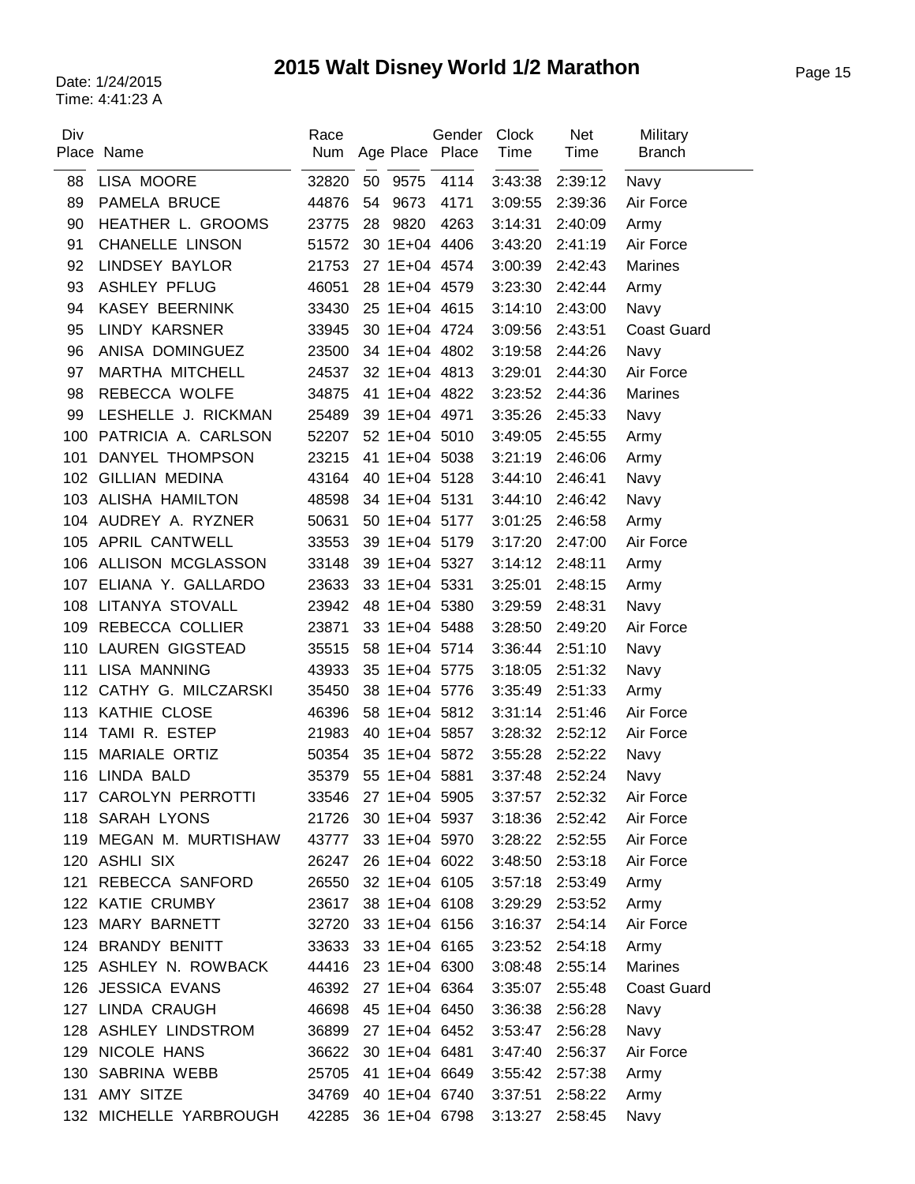# 2015 Walt Disney World 1/2 Marathon

Date: 1/24/2015
Time: 4:41:23 A

| Div Place | Name | Race Num | Age | Place | Gender Place | Clock Time | Net Time | Military Branch |
|---|---|---|---|---|---|---|---|---|
| 88 | LISA MOORE | 32820 | 50 | 9575 | 4114 | 3:43:38 | 2:39:12 | Navy |
| 89 | PAMELA BRUCE | 44876 | 54 | 9673 | 4171 | 3:09:55 | 2:39:36 | Air Force |
| 90 | HEATHER L. GROOMS | 23775 | 28 | 9820 | 4263 | 3:14:31 | 2:40:09 | Army |
| 91 | CHANELLE LINSON | 51572 | 30 | 1E+04 | 4406 | 3:43:20 | 2:41:19 | Air Force |
| 92 | LINDSEY BAYLOR | 21753 | 27 | 1E+04 | 4574 | 3:00:39 | 2:42:43 | Marines |
| 93 | ASHLEY PFLUG | 46051 | 28 | 1E+04 | 4579 | 3:23:30 | 2:42:44 | Army |
| 94 | KASEY BEERNINK | 33430 | 25 | 1E+04 | 4615 | 3:14:10 | 2:43:00 | Navy |
| 95 | LINDY KARSNER | 33945 | 30 | 1E+04 | 4724 | 3:09:56 | 2:43:51 | Coast Guard |
| 96 | ANISA DOMINGUEZ | 23500 | 34 | 1E+04 | 4802 | 3:19:58 | 2:44:26 | Navy |
| 97 | MARTHA MITCHELL | 24537 | 32 | 1E+04 | 4813 | 3:29:01 | 2:44:30 | Air Force |
| 98 | REBECCA WOLFE | 34875 | 41 | 1E+04 | 4822 | 3:23:52 | 2:44:36 | Marines |
| 99 | LESHELLE J. RICKMAN | 25489 | 39 | 1E+04 | 4971 | 3:35:26 | 2:45:33 | Navy |
| 100 | PATRICIA A. CARLSON | 52207 | 52 | 1E+04 | 5010 | 3:49:05 | 2:45:55 | Army |
| 101 | DANYEL THOMPSON | 23215 | 41 | 1E+04 | 5038 | 3:21:19 | 2:46:06 | Army |
| 102 | GILLIAN MEDINA | 43164 | 40 | 1E+04 | 5128 | 3:44:10 | 2:46:41 | Navy |
| 103 | ALISHA HAMILTON | 48598 | 34 | 1E+04 | 5131 | 3:44:10 | 2:46:42 | Navy |
| 104 | AUDREY A. RYZNER | 50631 | 50 | 1E+04 | 5177 | 3:01:25 | 2:46:58 | Army |
| 105 | APRIL CANTWELL | 33553 | 39 | 1E+04 | 5179 | 3:17:20 | 2:47:00 | Air Force |
| 106 | ALLISON MCGLASSON | 33148 | 39 | 1E+04 | 5327 | 3:14:12 | 2:48:11 | Army |
| 107 | ELIANA Y. GALLARDO | 23633 | 33 | 1E+04 | 5331 | 3:25:01 | 2:48:15 | Army |
| 108 | LITANYA STOVALL | 23942 | 48 | 1E+04 | 5380 | 3:29:59 | 2:48:31 | Navy |
| 109 | REBECCA COLLIER | 23871 | 33 | 1E+04 | 5488 | 3:28:50 | 2:49:20 | Air Force |
| 110 | LAUREN GIGSTEAD | 35515 | 58 | 1E+04 | 5714 | 3:36:44 | 2:51:10 | Navy |
| 111 | LISA MANNING | 43933 | 35 | 1E+04 | 5775 | 3:18:05 | 2:51:32 | Navy |
| 112 | CATHY G. MILCZARSKI | 35450 | 38 | 1E+04 | 5776 | 3:35:49 | 2:51:33 | Army |
| 113 | KATHIE CLOSE | 46396 | 58 | 1E+04 | 5812 | 3:31:14 | 2:51:46 | Air Force |
| 114 | TAMI R. ESTEP | 21983 | 40 | 1E+04 | 5857 | 3:28:32 | 2:52:12 | Air Force |
| 115 | MARIALE ORTIZ | 50354 | 35 | 1E+04 | 5872 | 3:55:28 | 2:52:22 | Navy |
| 116 | LINDA BALD | 35379 | 55 | 1E+04 | 5881 | 3:37:48 | 2:52:24 | Navy |
| 117 | CAROLYN PERROTTI | 33546 | 27 | 1E+04 | 5905 | 3:37:57 | 2:52:32 | Air Force |
| 118 | SARAH LYONS | 21726 | 30 | 1E+04 | 5937 | 3:18:36 | 2:52:42 | Air Force |
| 119 | MEGAN M. MURTISHAW | 43777 | 33 | 1E+04 | 5970 | 3:28:22 | 2:52:55 | Air Force |
| 120 | ASHLI SIX | 26247 | 26 | 1E+04 | 6022 | 3:48:50 | 2:53:18 | Air Force |
| 121 | REBECCA SANFORD | 26550 | 32 | 1E+04 | 6105 | 3:57:18 | 2:53:49 | Army |
| 122 | KATIE CRUMBY | 23617 | 38 | 1E+04 | 6108 | 3:29:29 | 2:53:52 | Army |
| 123 | MARY BARNETT | 32720 | 33 | 1E+04 | 6156 | 3:16:37 | 2:54:14 | Air Force |
| 124 | BRANDY BENITT | 33633 | 33 | 1E+04 | 6165 | 3:23:52 | 2:54:18 | Army |
| 125 | ASHLEY N. ROWBACK | 44416 | 23 | 1E+04 | 6300 | 3:08:48 | 2:55:14 | Marines |
| 126 | JESSICA EVANS | 46392 | 27 | 1E+04 | 6364 | 3:35:07 | 2:55:48 | Coast Guard |
| 127 | LINDA CRAUGH | 46698 | 45 | 1E+04 | 6450 | 3:36:38 | 2:56:28 | Navy |
| 128 | ASHLEY LINDSTROM | 36899 | 27 | 1E+04 | 6452 | 3:53:47 | 2:56:28 | Navy |
| 129 | NICOLE HANS | 36622 | 30 | 1E+04 | 6481 | 3:47:40 | 2:56:37 | Air Force |
| 130 | SABRINA WEBB | 25705 | 41 | 1E+04 | 6649 | 3:55:42 | 2:57:38 | Army |
| 131 | AMY SITZE | 34769 | 40 | 1E+04 | 6740 | 3:37:51 | 2:58:22 | Army |
| 132 | MICHELLE YARBROUGH | 42285 | 36 | 1E+04 | 6798 | 3:13:27 | 2:58:45 | Navy |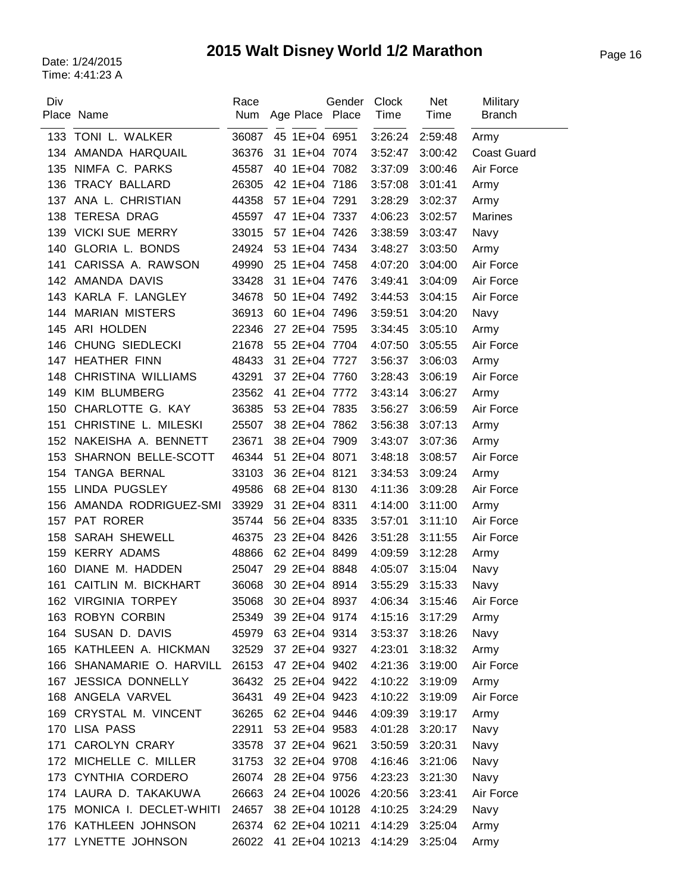# 2015 Walt Disney World 1/2 Marathon

Date: 1/24/2015
Time: 4:41:23 A

| Div Place | Name | Race Num | Age | Place | Gender Place | Clock Time | Net Time | Military Branch |
|---|---|---|---|---|---|---|---|---|
| 133 | TONI L. WALKER | 36087 | 45 | 1E+04 | 6951 | 3:26:24 | 2:59:48 | Army |
| 134 | AMANDA HARQUAIL | 36376 | 31 | 1E+04 | 7074 | 3:52:47 | 3:00:42 | Coast Guard |
| 135 | NIMFA C. PARKS | 45587 | 40 | 1E+04 | 7082 | 3:37:09 | 3:00:46 | Air Force |
| 136 | TRACY BALLARD | 26305 | 42 | 1E+04 | 7186 | 3:57:08 | 3:01:41 | Army |
| 137 | ANA L. CHRISTIAN | 44358 | 57 | 1E+04 | 7291 | 3:28:29 | 3:02:37 | Army |
| 138 | TERESA DRAG | 45597 | 47 | 1E+04 | 7337 | 4:06:23 | 3:02:57 | Marines |
| 139 | VICKI SUE MERRY | 33015 | 57 | 1E+04 | 7426 | 3:38:59 | 3:03:47 | Navy |
| 140 | GLORIA L. BONDS | 24924 | 53 | 1E+04 | 7434 | 3:48:27 | 3:03:50 | Army |
| 141 | CARISSA A. RAWSON | 49990 | 25 | 1E+04 | 7458 | 4:07:20 | 3:04:00 | Air Force |
| 142 | AMANDA DAVIS | 33428 | 31 | 1E+04 | 7476 | 3:49:41 | 3:04:09 | Air Force |
| 143 | KARLA F. LANGLEY | 34678 | 50 | 1E+04 | 7492 | 3:44:53 | 3:04:15 | Air Force |
| 144 | MARIAN MISTERS | 36913 | 60 | 1E+04 | 7496 | 3:59:51 | 3:04:20 | Navy |
| 145 | ARI HOLDEN | 22346 | 27 | 2E+04 | 7595 | 3:34:45 | 3:05:10 | Army |
| 146 | CHUNG SIEDLECKI | 21678 | 55 | 2E+04 | 7704 | 4:07:50 | 3:05:55 | Air Force |
| 147 | HEATHER FINN | 48433 | 31 | 2E+04 | 7727 | 3:56:37 | 3:06:03 | Army |
| 148 | CHRISTINA WILLIAMS | 43291 | 37 | 2E+04 | 7760 | 3:28:43 | 3:06:19 | Air Force |
| 149 | KIM BLUMBERG | 23562 | 41 | 2E+04 | 7772 | 3:43:14 | 3:06:27 | Army |
| 150 | CHARLOTTE G. KAY | 36385 | 53 | 2E+04 | 7835 | 3:56:27 | 3:06:59 | Air Force |
| 151 | CHRISTINE L. MILESKI | 25507 | 38 | 2E+04 | 7862 | 3:56:38 | 3:07:13 | Army |
| 152 | NAKEISHA A. BENNETT | 23671 | 38 | 2E+04 | 7909 | 3:43:07 | 3:07:36 | Army |
| 153 | SHARNON BELLE-SCOTT | 46344 | 51 | 2E+04 | 8071 | 3:48:18 | 3:08:57 | Air Force |
| 154 | TANGA BERNAL | 33103 | 36 | 2E+04 | 8121 | 3:34:53 | 3:09:24 | Army |
| 155 | LINDA PUGSLEY | 49586 | 68 | 2E+04 | 8130 | 4:11:36 | 3:09:28 | Air Force |
| 156 | AMANDA RODRIGUEZ-SMI | 33929 | 31 | 2E+04 | 8311 | 4:14:00 | 3:11:00 | Army |
| 157 | PAT RORER | 35744 | 56 | 2E+04 | 8335 | 3:57:01 | 3:11:10 | Air Force |
| 158 | SARAH SHEWELL | 46375 | 23 | 2E+04 | 8426 | 3:51:28 | 3:11:55 | Air Force |
| 159 | KERRY ADAMS | 48866 | 62 | 2E+04 | 8499 | 4:09:59 | 3:12:28 | Army |
| 160 | DIANE M. HADDEN | 25047 | 29 | 2E+04 | 8848 | 4:05:07 | 3:15:04 | Navy |
| 161 | CAITLIN M. BICKHART | 36068 | 30 | 2E+04 | 8914 | 3:55:29 | 3:15:33 | Navy |
| 162 | VIRGINIA TORPEY | 35068 | 30 | 2E+04 | 8937 | 4:06:34 | 3:15:46 | Air Force |
| 163 | ROBYN CORBIN | 25349 | 39 | 2E+04 | 9174 | 4:15:16 | 3:17:29 | Army |
| 164 | SUSAN D. DAVIS | 45979 | 63 | 2E+04 | 9314 | 3:53:37 | 3:18:26 | Navy |
| 165 | KATHLEEN A. HICKMAN | 32529 | 37 | 2E+04 | 9327 | 4:23:01 | 3:18:32 | Army |
| 166 | SHANAMARIE O. HARVILL | 26153 | 47 | 2E+04 | 9402 | 4:21:36 | 3:19:00 | Air Force |
| 167 | JESSICA DONNELLY | 36432 | 25 | 2E+04 | 9422 | 4:10:22 | 3:19:09 | Army |
| 168 | ANGELA VARVEL | 36431 | 49 | 2E+04 | 9423 | 4:10:22 | 3:19:09 | Air Force |
| 169 | CRYSTAL M. VINCENT | 36265 | 62 | 2E+04 | 9446 | 4:09:39 | 3:19:17 | Army |
| 170 | LISA PASS | 22911 | 53 | 2E+04 | 9583 | 4:01:28 | 3:20:17 | Navy |
| 171 | CAROLYN CRARY | 33578 | 37 | 2E+04 | 9621 | 3:50:59 | 3:20:31 | Navy |
| 172 | MICHELLE C. MILLER | 31753 | 32 | 2E+04 | 9708 | 4:16:46 | 3:21:06 | Navy |
| 173 | CYNTHIA CORDERO | 26074 | 28 | 2E+04 | 9756 | 4:23:23 | 3:21:30 | Navy |
| 174 | LAURA D. TAKAKUWA | 26663 | 24 | 2E+04 | 10026 | 4:20:56 | 3:23:41 | Air Force |
| 175 | MONICA I. DECLET-WHITI | 24657 | 38 | 2E+04 | 10128 | 4:10:25 | 3:24:29 | Navy |
| 176 | KATHLEEN JOHNSON | 26374 | 62 | 2E+04 | 10211 | 4:14:29 | 3:25:04 | Army |
| 177 | LYNETTE JOHNSON | 26022 | 41 | 2E+04 | 10213 | 4:14:29 | 3:25:04 | Army |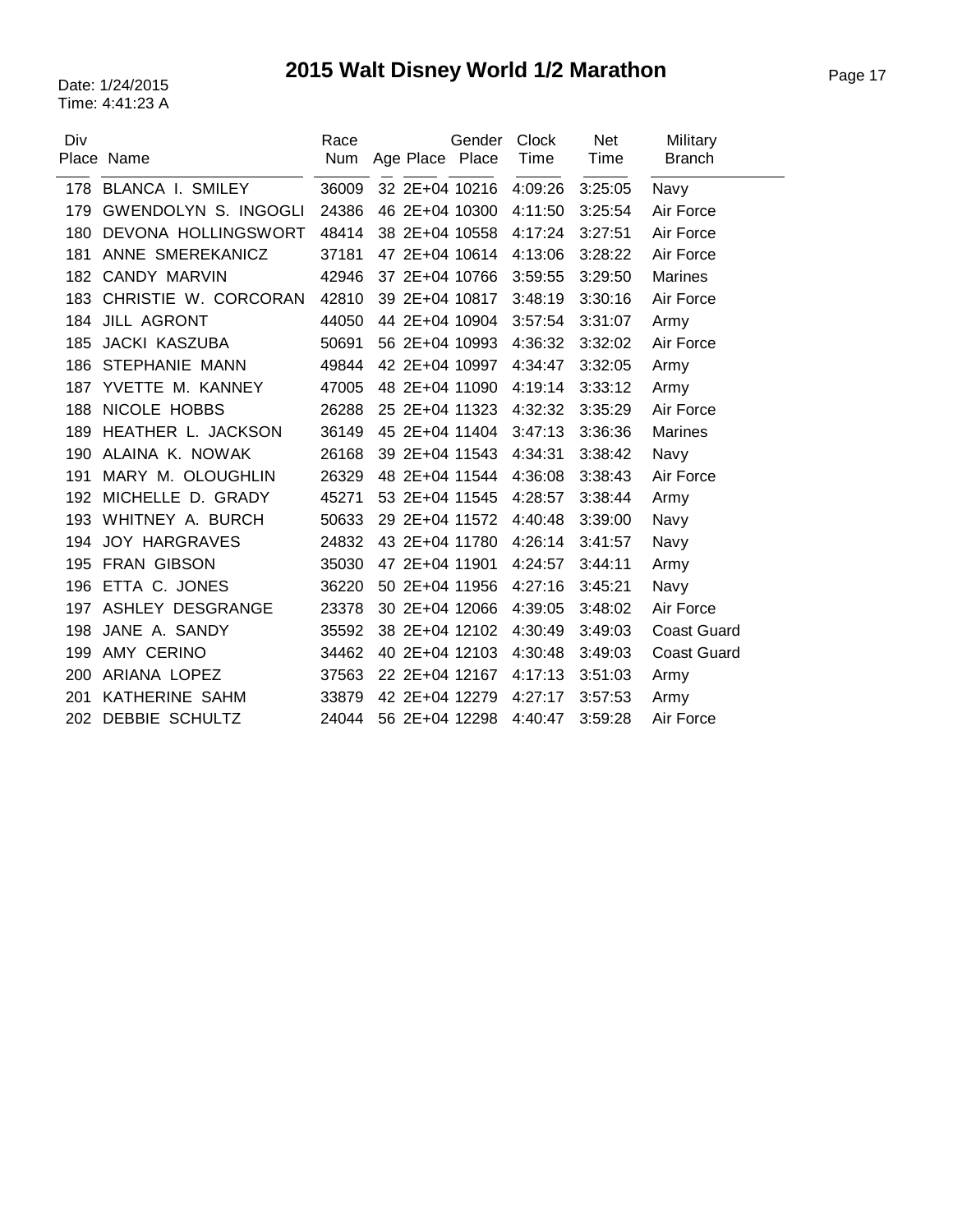# 2015 Walt Disney World 1/2 Marathon

Date: 1/24/2015
Time: 4:41:23 A

| Div Place | Name | Race Num | Age | Place | Gender Place | Clock Time | Net Time | Military Branch |
|---|---|---|---|---|---|---|---|---|
| 178 | BLANCA I. SMILEY | 36009 | 32 | 2E+04 | 10216 | 4:09:26 | 3:25:05 | Navy |
| 179 | GWENDOLYN S. INGOGLI | 24386 | 46 | 2E+04 | 10300 | 4:11:50 | 3:25:54 | Air Force |
| 180 | DEVONA HOLLINGSWORT | 48414 | 38 | 2E+04 | 10558 | 4:17:24 | 3:27:51 | Air Force |
| 181 | ANNE SMEREKANICZ | 37181 | 47 | 2E+04 | 10614 | 4:13:06 | 3:28:22 | Air Force |
| 182 | CANDY MARVIN | 42946 | 37 | 2E+04 | 10766 | 3:59:55 | 3:29:50 | Marines |
| 183 | CHRISTIE W. CORCORAN | 42810 | 39 | 2E+04 | 10817 | 3:48:19 | 3:30:16 | Air Force |
| 184 | JILL AGRONT | 44050 | 44 | 2E+04 | 10904 | 3:57:54 | 3:31:07 | Army |
| 185 | JACKI KASZUBA | 50691 | 56 | 2E+04 | 10993 | 4:36:32 | 3:32:02 | Air Force |
| 186 | STEPHANIE MANN | 49844 | 42 | 2E+04 | 10997 | 4:34:47 | 3:32:05 | Army |
| 187 | YVETTE M. KANNEY | 47005 | 48 | 2E+04 | 11090 | 4:19:14 | 3:33:12 | Army |
| 188 | NICOLE HOBBS | 26288 | 25 | 2E+04 | 11323 | 4:32:32 | 3:35:29 | Air Force |
| 189 | HEATHER L. JACKSON | 36149 | 45 | 2E+04 | 11404 | 3:47:13 | 3:36:36 | Marines |
| 190 | ALAINA K. NOWAK | 26168 | 39 | 2E+04 | 11543 | 4:34:31 | 3:38:42 | Navy |
| 191 | MARY M. OLOUGHLIN | 26329 | 48 | 2E+04 | 11544 | 4:36:08 | 3:38:43 | Air Force |
| 192 | MICHELLE D. GRADY | 45271 | 53 | 2E+04 | 11545 | 4:28:57 | 3:38:44 | Army |
| 193 | WHITNEY A. BURCH | 50633 | 29 | 2E+04 | 11572 | 4:40:48 | 3:39:00 | Navy |
| 194 | JOY HARGRAVES | 24832 | 43 | 2E+04 | 11780 | 4:26:14 | 3:41:57 | Navy |
| 195 | FRAN GIBSON | 35030 | 47 | 2E+04 | 11901 | 4:24:57 | 3:44:11 | Army |
| 196 | ETTA C. JONES | 36220 | 50 | 2E+04 | 11956 | 4:27:16 | 3:45:21 | Navy |
| 197 | ASHLEY DESGRANGE | 23378 | 30 | 2E+04 | 12066 | 4:39:05 | 3:48:02 | Air Force |
| 198 | JANE A. SANDY | 35592 | 38 | 2E+04 | 12102 | 4:30:49 | 3:49:03 | Coast Guard |
| 199 | AMY CERINO | 34462 | 40 | 2E+04 | 12103 | 4:30:48 | 3:49:03 | Coast Guard |
| 200 | ARIANA LOPEZ | 37563 | 22 | 2E+04 | 12167 | 4:17:13 | 3:51:03 | Army |
| 201 | KATHERINE SAHM | 33879 | 42 | 2E+04 | 12279 | 4:27:17 | 3:57:53 | Army |
| 202 | DEBBIE SCHULTZ | 24044 | 56 | 2E+04 | 12298 | 4:40:47 | 3:59:28 | Air Force |